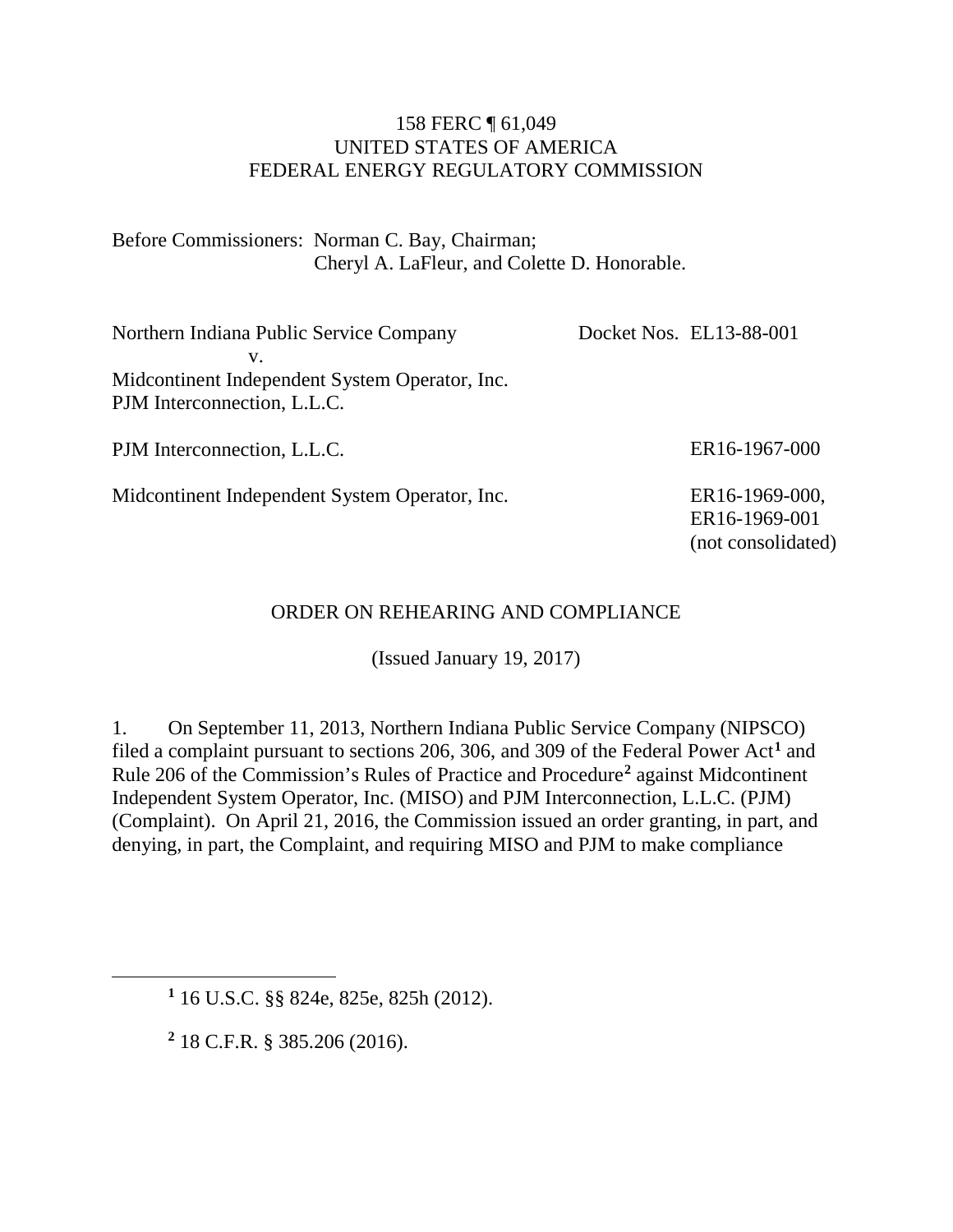158 FERC ¶ 61,049
UNITED STATES OF AMERICA
FEDERAL ENERGY REGULATORY COMMISSION

Before Commissioners: Norman C. Bay, Chairman;
Cheryl A. LaFleur, and Colette D. Honorable.

| | |
|---|---|
| Northern Indiana Public Service Company<br>v.<br>Midcontinent Independent System Operator, Inc.<br>PJM Interconnection, L.L.C. | Docket Nos. EL13-88-001 |
| PJM Interconnection, L.L.C. | ER16-1967-000 |
| Midcontinent Independent System Operator, Inc. | ER16-1969-000,<br>ER16-1969-001<br>(not consolidated) |

ORDER ON REHEARING AND COMPLIANCE

(Issued January 19, 2017)

1. On September 11, 2013, Northern Indiana Public Service Company (NIPSCO) filed a complaint pursuant to sections 206, 306, and 309 of the Federal Power Act[1] and Rule 206 of the Commission's Rules of Practice and Procedure[2] against Midcontinent Independent System Operator, Inc. (MISO) and PJM Interconnection, L.L.C. (PJM) (Complaint). On April 21, 2016, the Commission issued an order granting, in part, and denying, in part, the Complaint, and requiring MISO and PJM to make compliance

[1] 16 U.S.C. §§ 824e, 825e, 825h (2012).

[2] 18 C.F.R. § 385.206 (2016).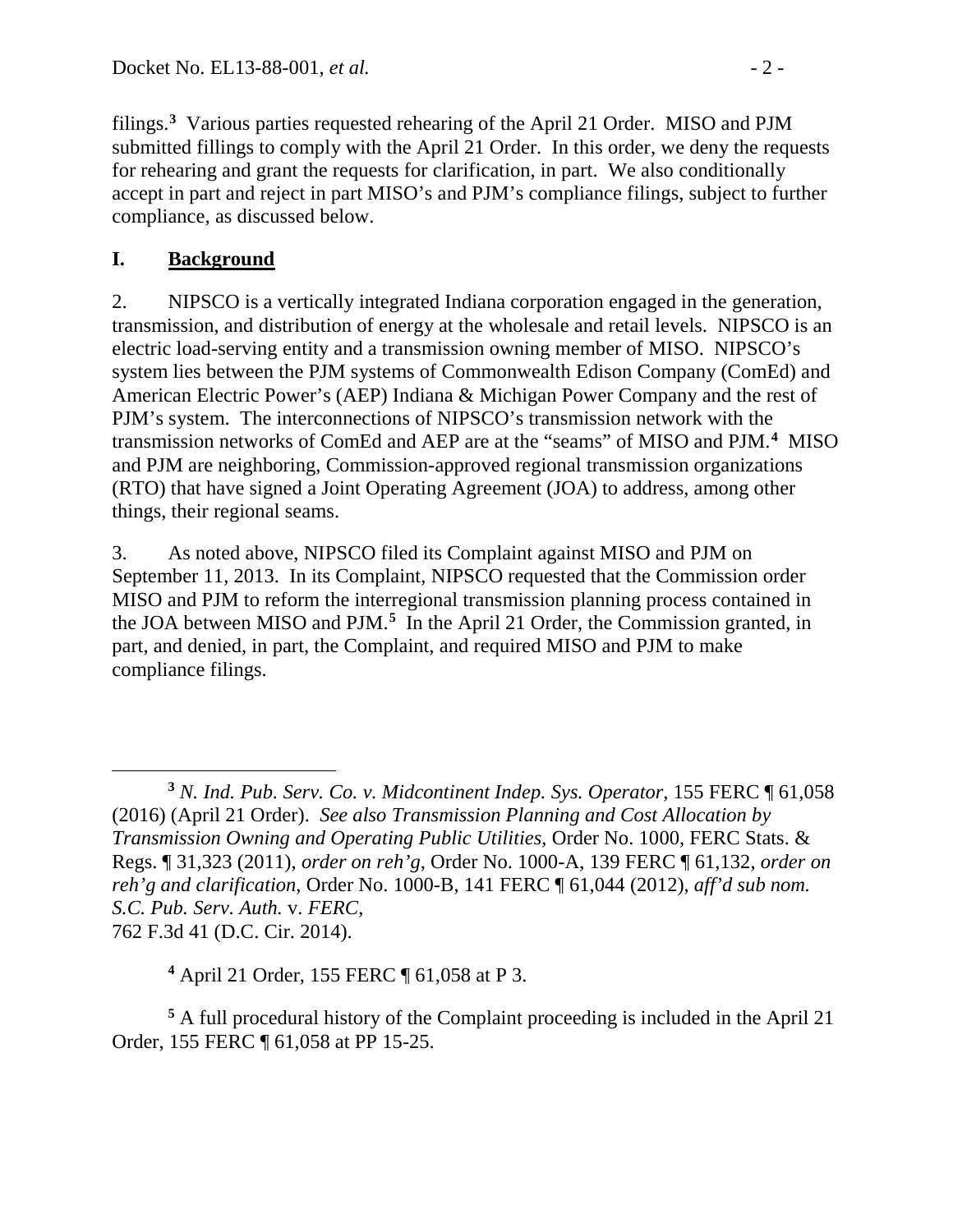filings.[3] Various parties requested rehearing of the April 21 Order. MISO and PJM submitted fillings to comply with the April 21 Order. In this order, we deny the requests for rehearing and grant the requests for clarification, in part. We also conditionally accept in part and reject in part MISO's and PJM's compliance filings, subject to further compliance, as discussed below.

# I. Background

2. NIPSCO is a vertically integrated Indiana corporation engaged in the generation, transmission, and distribution of energy at the wholesale and retail levels. NIPSCO is an electric load-serving entity and a transmission owning member of MISO. NIPSCO's system lies between the PJM systems of Commonwealth Edison Company (ComEd) and American Electric Power's (AEP) Indiana & Michigan Power Company and the rest of PJM's system. The interconnections of NIPSCO's transmission network with the transmission networks of ComEd and AEP are at the "seams" of MISO and PJM.[4] MISO and PJM are neighboring, Commission-approved regional transmission organizations (RTO) that have signed a Joint Operating Agreement (JOA) to address, among other things, their regional seams.

3. As noted above, NIPSCO filed its Complaint against MISO and PJM on September 11, 2013. In its Complaint, NIPSCO requested that the Commission order MISO and PJM to reform the interregional transmission planning process contained in the JOA between MISO and PJM.[5] In the April 21 Order, the Commission granted, in part, and denied, in part, the Complaint, and required MISO and PJM to make compliance filings.

---

[3] *N. Ind. Pub. Serv. Co. v. Midcontinent Indep. Sys. Operator*, 155 FERC ¶ 61,058 (2016) (April 21 Order). *See also Transmission Planning and Cost Allocation by Transmission Owning and Operating Public Utilities*, Order No. 1000, FERC Stats. & Regs. ¶ 31,323 (2011), *order on reh'g*, Order No. 1000-A, 139 FERC ¶ 61,132, *order on reh'g and clarification*, Order No. 1000-B, 141 FERC ¶ 61,044 (2012), *aff'd sub nom. S.C. Pub. Serv. Auth.* v. *FERC*, 762 F.3d 41 (D.C. Cir. 2014).

[4] April 21 Order, 155 FERC ¶ 61,058 at P 3.

[5] A full procedural history of the Complaint proceeding is included in the April 21 Order, 155 FERC ¶ 61,058 at PP 15-25.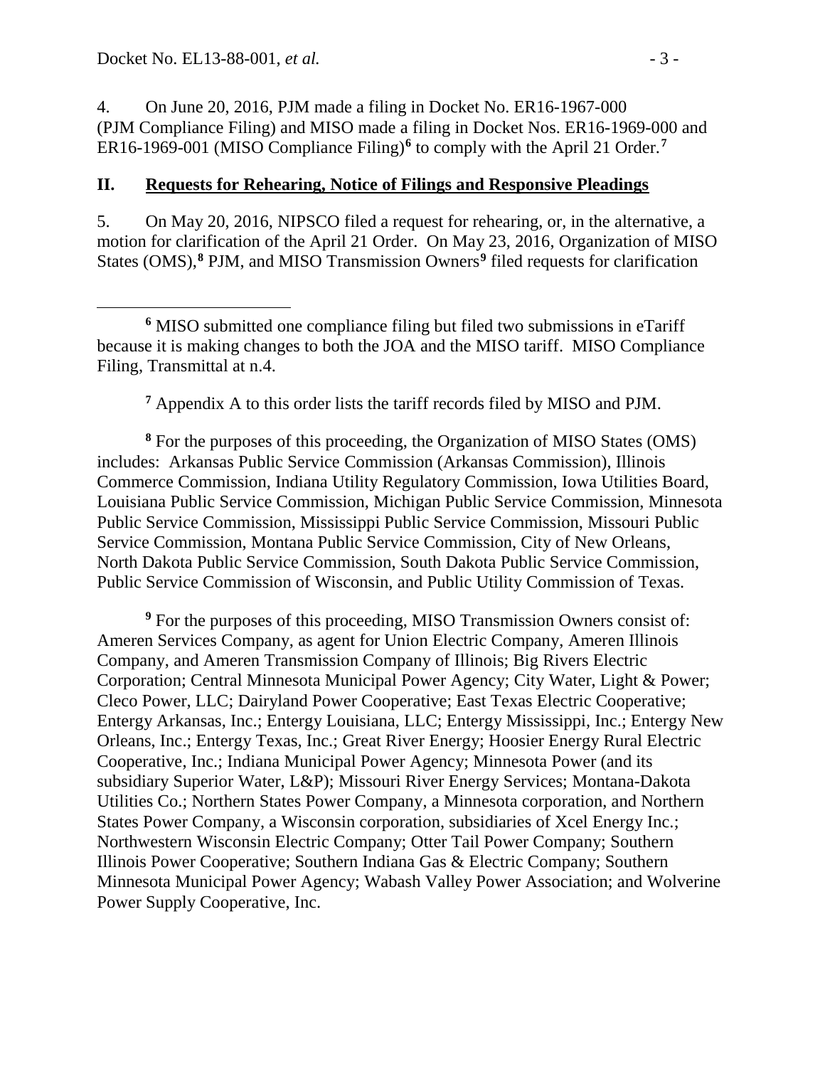4. On June 20, 2016, PJM made a filing in Docket No. ER16-1967-000 (PJM Compliance Filing) and MISO made a filing in Docket Nos. ER16-1969-000 and ER16-1969-001 (MISO Compliance Filing)[6] to comply with the April 21 Order.[7]

## II. Requests for Rehearing, Notice of Filings and Responsive Pleadings

5. On May 20, 2016, NIPSCO filed a request for rehearing, or, in the alternative, a motion for clarification of the April 21 Order. On May 23, 2016, Organization of MISO States (OMS),[8] PJM, and MISO Transmission Owners[9] filed requests for clarification

---

[6] MISO submitted one compliance filing but filed two submissions in eTariff because it is making changes to both the JOA and the MISO tariff. MISO Compliance Filing, Transmittal at n.4.

[7] Appendix A to this order lists the tariff records filed by MISO and PJM.

[8] For the purposes of this proceeding, the Organization of MISO States (OMS) includes: Arkansas Public Service Commission (Arkansas Commission), Illinois Commerce Commission, Indiana Utility Regulatory Commission, Iowa Utilities Board, Louisiana Public Service Commission, Michigan Public Service Commission, Minnesota Public Service Commission, Mississippi Public Service Commission, Missouri Public Service Commission, Montana Public Service Commission, City of New Orleans, North Dakota Public Service Commission, South Dakota Public Service Commission, Public Service Commission of Wisconsin, and Public Utility Commission of Texas.

[9] For the purposes of this proceeding, MISO Transmission Owners consist of: Ameren Services Company, as agent for Union Electric Company, Ameren Illinois Company, and Ameren Transmission Company of Illinois; Big Rivers Electric Corporation; Central Minnesota Municipal Power Agency; City Water, Light & Power; Cleco Power, LLC; Dairyland Power Cooperative; East Texas Electric Cooperative; Entergy Arkansas, Inc.; Entergy Louisiana, LLC; Entergy Mississippi, Inc.; Entergy New Orleans, Inc.; Entergy Texas, Inc.; Great River Energy; Hoosier Energy Rural Electric Cooperative, Inc.; Indiana Municipal Power Agency; Minnesota Power (and its subsidiary Superior Water, L&P); Missouri River Energy Services; Montana-Dakota Utilities Co.; Northern States Power Company, a Minnesota corporation, and Northern States Power Company, a Wisconsin corporation, subsidiaries of Xcel Energy Inc.; Northwestern Wisconsin Electric Company; Otter Tail Power Company; Southern Illinois Power Cooperative; Southern Indiana Gas & Electric Company; Southern Minnesota Municipal Power Agency; Wabash Valley Power Association; and Wolverine Power Supply Cooperative, Inc.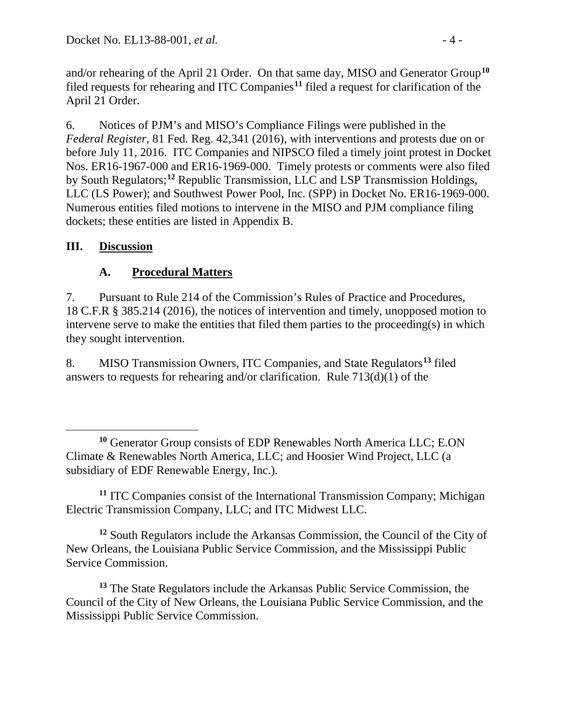and/or rehearing of the April 21 Order. On that same day, MISO and Generator Group[10] filed requests for rehearing and ITC Companies[11] filed a request for clarification of the April 21 Order.

6. Notices of PJM's and MISO's Compliance Filings were published in the *Federal Register*, 81 Fed. Reg. 42,341 (2016), with interventions and protests due on or before July 11, 2016. ITC Companies and NIPSCO filed a timely joint protest in Docket Nos. ER16-1967-000 and ER16-1969-000. Timely protests or comments were also filed by South Regulators;[12] Republic Transmission, LLC and LSP Transmission Holdings, LLC (LS Power); and Southwest Power Pool, Inc. (SPP) in Docket No. ER16-1969-000. Numerous entities filed motions to intervene in the MISO and PJM compliance filing dockets; these entities are listed in Appendix B.

## III. Discussion

### A. Procedural Matters

7. Pursuant to Rule 214 of the Commission's Rules of Practice and Procedures, 18 C.F.R § 385.214 (2016), the notices of intervention and timely, unopposed motion to intervene serve to make the entities that filed them parties to the proceeding(s) in which they sought intervention.

8. MISO Transmission Owners, ITC Companies, and State Regulators[13] filed answers to requests for rehearing and/or clarification. Rule 713(d)(1) of the

---

[10] Generator Group consists of EDP Renewables North America LLC; E.ON Climate & Renewables North America, LLC; and Hoosier Wind Project, LLC (a subsidiary of EDF Renewable Energy, Inc.).

[11] ITC Companies consist of the International Transmission Company; Michigan Electric Transmission Company, LLC; and ITC Midwest LLC.

[12] South Regulators include the Arkansas Commission, the Council of the City of New Orleans, the Louisiana Public Service Commission, and the Mississippi Public Service Commission.

[13] The State Regulators include the Arkansas Public Service Commission, the Council of the City of New Orleans, the Louisiana Public Service Commission, and the Mississippi Public Service Commission.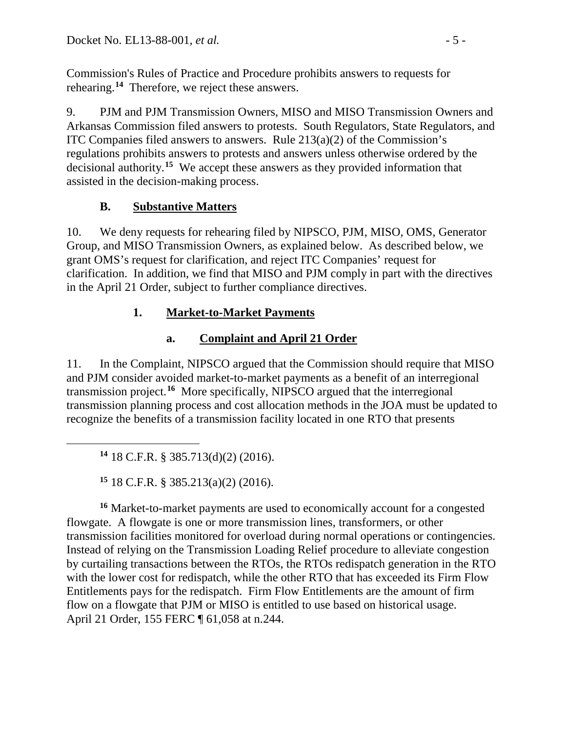Commission's Rules of Practice and Procedure prohibits answers to requests for rehearing.[14] Therefore, we reject these answers.

9. PJM and PJM Transmission Owners, MISO and MISO Transmission Owners and Arkansas Commission filed answers to protests. South Regulators, State Regulators, and ITC Companies filed answers to answers. Rule 213(a)(2) of the Commission's regulations prohibits answers to protests and answers unless otherwise ordered by the decisional authority.[15] We accept these answers as they provided information that assisted in the decision-making process.

### B. Substantive Matters

10. We deny requests for rehearing filed by NIPSCO, PJM, MISO, OMS, Generator Group, and MISO Transmission Owners, as explained below. As described below, we grant OMS's request for clarification, and reject ITC Companies' request for clarification. In addition, we find that MISO and PJM comply in part with the directives in the April 21 Order, subject to further compliance directives.

#### 1. Market-to-Market Payments

##### a. Complaint and April 21 Order

11. In the Complaint, NIPSCO argued that the Commission should require that MISO and PJM consider avoided market-to-market payments as a benefit of an interregional transmission project.[16] More specifically, NIPSCO argued that the interregional transmission planning process and cost allocation methods in the JOA must be updated to recognize the benefits of a transmission facility located in one RTO that presents

---

[14] 18 C.F.R. § 385.713(d)(2) (2016).

[15] 18 C.F.R. § 385.213(a)(2) (2016).

[16] Market-to-market payments are used to economically account for a congested flowgate. A flowgate is one or more transmission lines, transformers, or other transmission facilities monitored for overload during normal operations or contingencies. Instead of relying on the Transmission Loading Relief procedure to alleviate congestion by curtailing transactions between the RTOs, the RTOs redispatch generation in the RTO with the lower cost for redispatch, while the other RTO that has exceeded its Firm Flow Entitlements pays for the redispatch. Firm Flow Entitlements are the amount of firm flow on a flowgate that PJM or MISO is entitled to use based on historical usage. April 21 Order, 155 FERC ¶ 61,058 at n.244.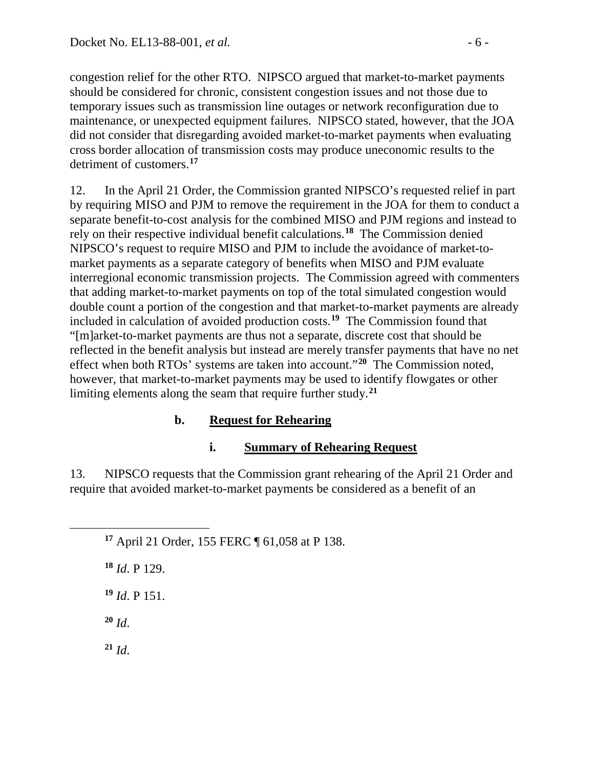congestion relief for the other RTO. NIPSCO argued that market-to-market payments should be considered for chronic, consistent congestion issues and not those due to temporary issues such as transmission line outages or network reconfiguration due to maintenance, or unexpected equipment failures. NIPSCO stated, however, that the JOA did not consider that disregarding avoided market-to-market payments when evaluating cross border allocation of transmission costs may produce uneconomic results to the detriment of customers.[17]

12. In the April 21 Order, the Commission granted NIPSCO's requested relief in part by requiring MISO and PJM to remove the requirement in the JOA for them to conduct a separate benefit-to-cost analysis for the combined MISO and PJM regions and instead to rely on their respective individual benefit calculations.[18] The Commission denied NIPSCO's request to require MISO and PJM to include the avoidance of market-to-market payments as a separate category of benefits when MISO and PJM evaluate interregional economic transmission projects. The Commission agreed with commenters that adding market-to-market payments on top of the total simulated congestion would double count a portion of the congestion and that market-to-market payments are already included in calculation of avoided production costs.[19] The Commission found that "[m]arket-to-market payments are thus not a separate, discrete cost that should be reflected in the benefit analysis but instead are merely transfer payments that have no net effect when both RTOs' systems are taken into account."[20] The Commission noted, however, that market-to-market payments may be used to identify flowgates or other limiting elements along the seam that require further study.[21]

### b. Request for Rehearing

#### i. Summary of Rehearing Request

13. NIPSCO requests that the Commission grant rehearing of the April 21 Order and require that avoided market-to-market payments be considered as a benefit of an

---

[17] April 21 Order, 155 FERC ¶ 61,058 at P 138.

[18] *Id*. P 129.

[19] *Id*. P 151.

[20] *Id*.

[21] *Id*.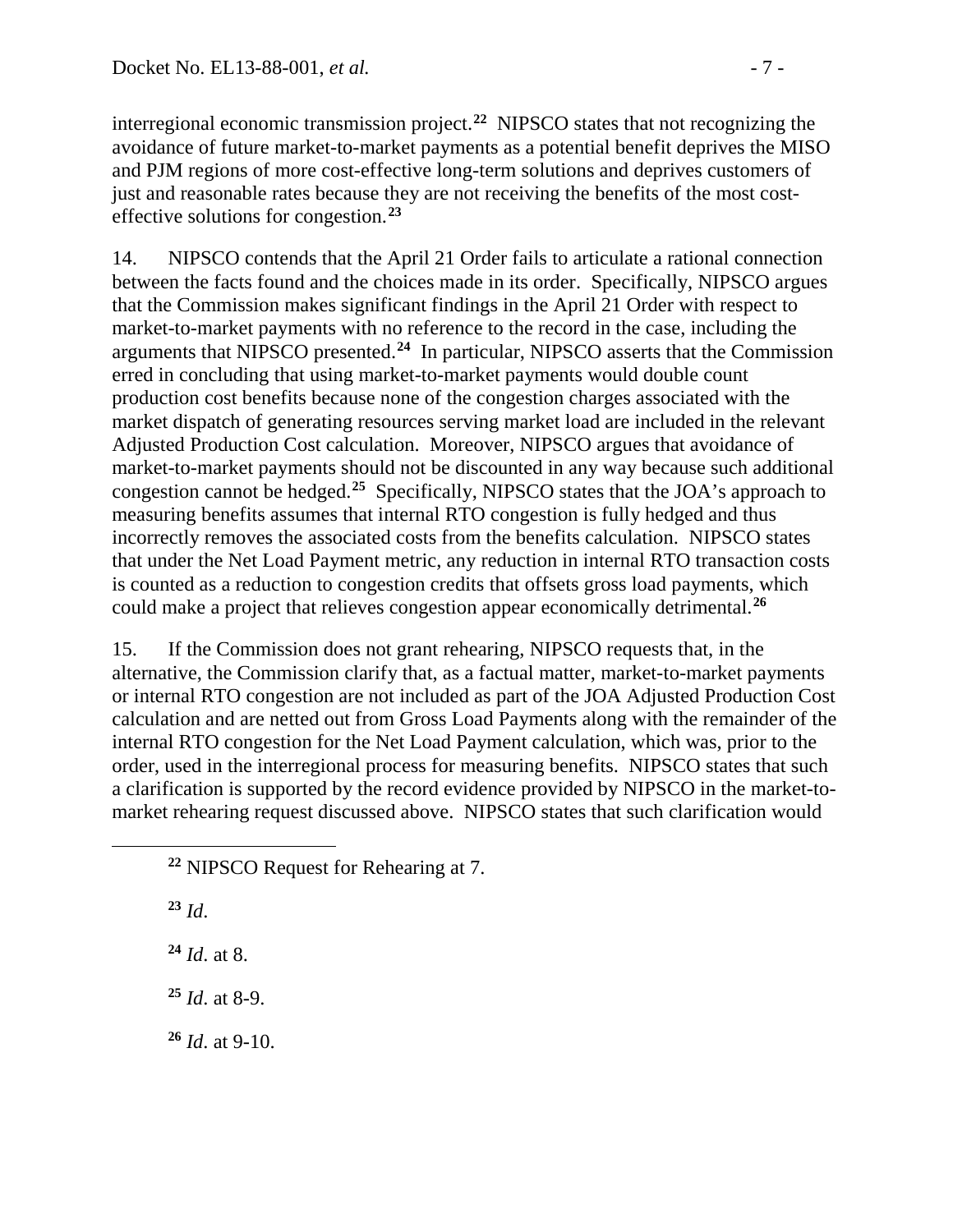interregional economic transmission project.[22] NIPSCO states that not recognizing the avoidance of future market-to-market payments as a potential benefit deprives the MISO and PJM regions of more cost-effective long-term solutions and deprives customers of just and reasonable rates because they are not receiving the benefits of the most cost-effective solutions for congestion.[23]

14. NIPSCO contends that the April 21 Order fails to articulate a rational connection between the facts found and the choices made in its order. Specifically, NIPSCO argues that the Commission makes significant findings in the April 21 Order with respect to market-to-market payments with no reference to the record in the case, including the arguments that NIPSCO presented.[24] In particular, NIPSCO asserts that the Commission erred in concluding that using market-to-market payments would double count production cost benefits because none of the congestion charges associated with the market dispatch of generating resources serving market load are included in the relevant Adjusted Production Cost calculation. Moreover, NIPSCO argues that avoidance of market-to-market payments should not be discounted in any way because such additional congestion cannot be hedged.[25] Specifically, NIPSCO states that the JOA's approach to measuring benefits assumes that internal RTO congestion is fully hedged and thus incorrectly removes the associated costs from the benefits calculation. NIPSCO states that under the Net Load Payment metric, any reduction in internal RTO transaction costs is counted as a reduction to congestion credits that offsets gross load payments, which could make a project that relieves congestion appear economically detrimental.[26]

15. If the Commission does not grant rehearing, NIPSCO requests that, in the alternative, the Commission clarify that, as a factual matter, market-to-market payments or internal RTO congestion are not included as part of the JOA Adjusted Production Cost calculation and are netted out from Gross Load Payments along with the remainder of the internal RTO congestion for the Net Load Payment calculation, which was, prior to the order, used in the interregional process for measuring benefits. NIPSCO states that such a clarification is supported by the record evidence provided by NIPSCO in the market-to-market rehearing request discussed above. NIPSCO states that such clarification would

[22] NIPSCO Request for Rehearing at 7.

[23] *Id*.

[24] *Id*. at 8.

[25] *Id*. at 8-9.

[26] *Id*. at 9-10.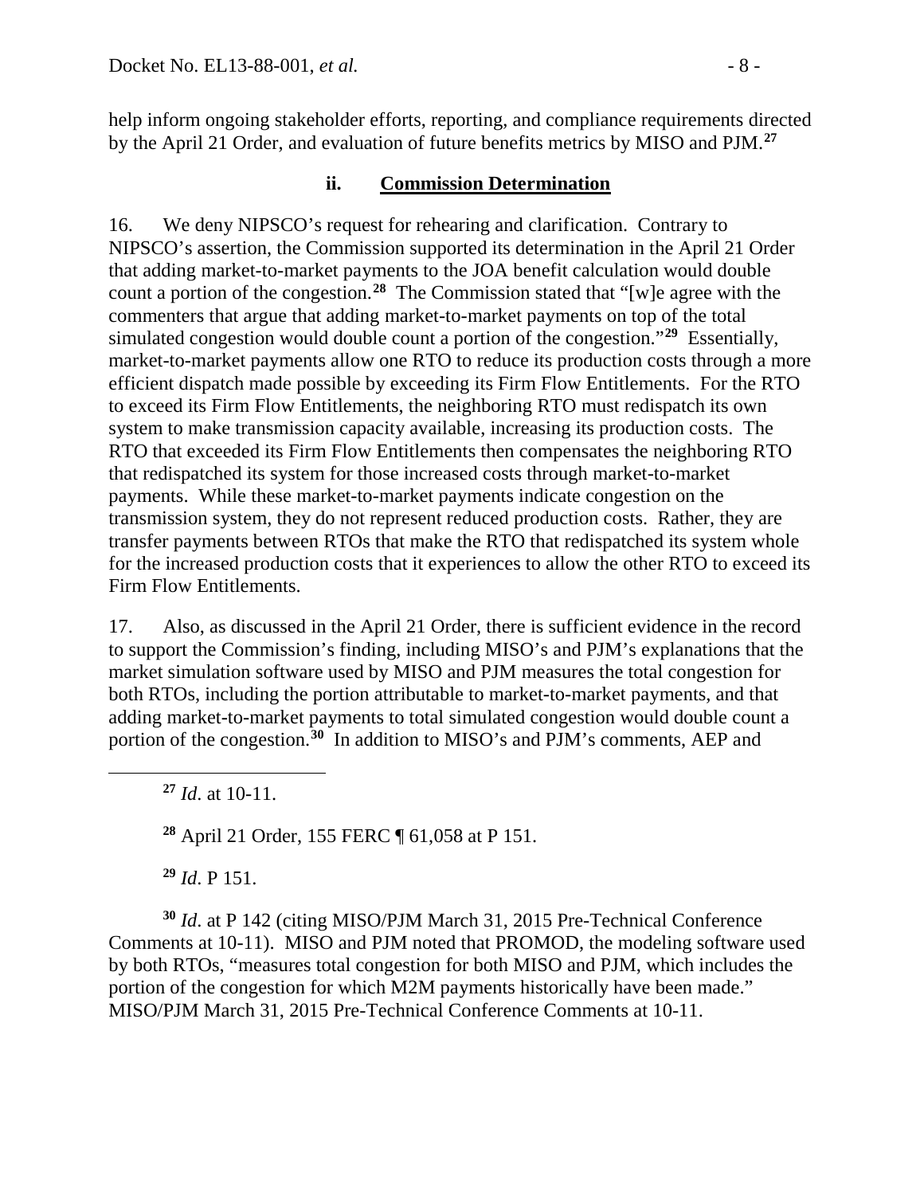help inform ongoing stakeholder efforts, reporting, and compliance requirements directed by the April 21 Order, and evaluation of future benefits metrics by MISO and PJM.[27]

### ii. Commission Determination

16. We deny NIPSCO's request for rehearing and clarification. Contrary to NIPSCO's assertion, the Commission supported its determination in the April 21 Order that adding market-to-market payments to the JOA benefit calculation would double count a portion of the congestion.[28] The Commission stated that "[w]e agree with the commenters that argue that adding market-to-market payments on top of the total simulated congestion would double count a portion of the congestion."[29] Essentially, market-to-market payments allow one RTO to reduce its production costs through a more efficient dispatch made possible by exceeding its Firm Flow Entitlements. For the RTO to exceed its Firm Flow Entitlements, the neighboring RTO must redispatch its own system to make transmission capacity available, increasing its production costs. The RTO that exceeded its Firm Flow Entitlements then compensates the neighboring RTO that redispatched its system for those increased costs through market-to-market payments. While these market-to-market payments indicate congestion on the transmission system, they do not represent reduced production costs. Rather, they are transfer payments between RTOs that make the RTO that redispatched its system whole for the increased production costs that it experiences to allow the other RTO to exceed its Firm Flow Entitlements.

17. Also, as discussed in the April 21 Order, there is sufficient evidence in the record to support the Commission's finding, including MISO's and PJM's explanations that the market simulation software used by MISO and PJM measures the total congestion for both RTOs, including the portion attributable to market-to-market payments, and that adding market-to-market payments to total simulated congestion would double count a portion of the congestion.[30] In addition to MISO's and PJM's comments, AEP and

---

[27] *Id*. at 10-11.

[28] April 21 Order, 155 FERC ¶ 61,058 at P 151.

[29] *Id*. P 151.

[30] *Id*. at P 142 (citing MISO/PJM March 31, 2015 Pre-Technical Conference Comments at 10-11). MISO and PJM noted that PROMOD, the modeling software used by both RTOs, "measures total congestion for both MISO and PJM, which includes the portion of the congestion for which M2M payments historically have been made." MISO/PJM March 31, 2015 Pre-Technical Conference Comments at 10-11.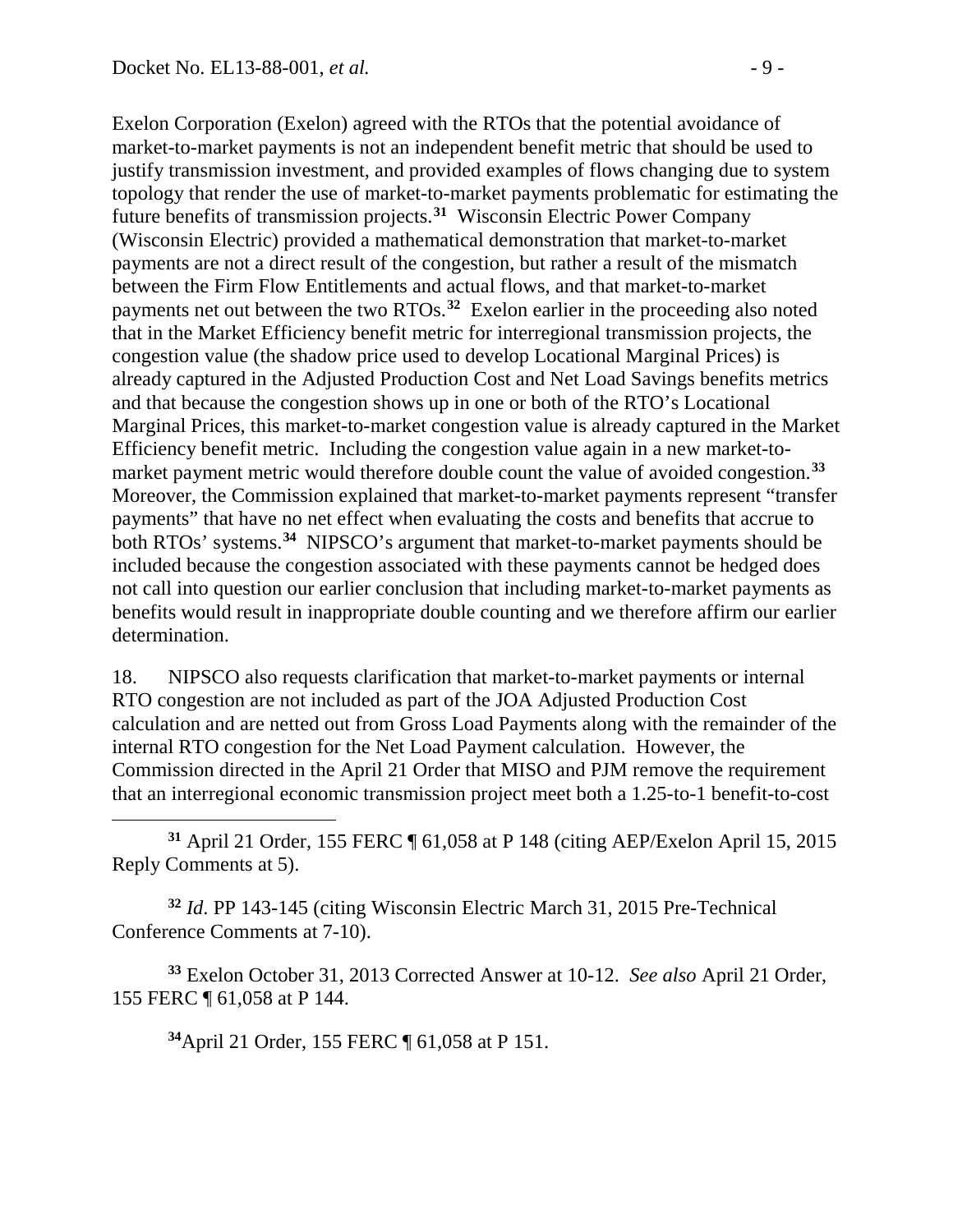Exelon Corporation (Exelon) agreed with the RTOs that the potential avoidance of market-to-market payments is not an independent benefit metric that should be used to justify transmission investment, and provided examples of flows changing due to system topology that render the use of market-to-market payments problematic for estimating the future benefits of transmission projects.[31] Wisconsin Electric Power Company (Wisconsin Electric) provided a mathematical demonstration that market-to-market payments are not a direct result of the congestion, but rather a result of the mismatch between the Firm Flow Entitlements and actual flows, and that market-to-market payments net out between the two RTOs.[32] Exelon earlier in the proceeding also noted that in the Market Efficiency benefit metric for interregional transmission projects, the congestion value (the shadow price used to develop Locational Marginal Prices) is already captured in the Adjusted Production Cost and Net Load Savings benefits metrics and that because the congestion shows up in one or both of the RTO's Locational Marginal Prices, this market-to-market congestion value is already captured in the Market Efficiency benefit metric. Including the congestion value again in a new market-to-market payment metric would therefore double count the value of avoided congestion.[33] Moreover, the Commission explained that market-to-market payments represent "transfer payments" that have no net effect when evaluating the costs and benefits that accrue to both RTOs' systems.[34] NIPSCO's argument that market-to-market payments should be included because the congestion associated with these payments cannot be hedged does not call into question our earlier conclusion that including market-to-market payments as benefits would result in inappropriate double counting and we therefore affirm our earlier determination.

18. NIPSCO also requests clarification that market-to-market payments or internal RTO congestion are not included as part of the JOA Adjusted Production Cost calculation and are netted out from Gross Load Payments along with the remainder of the internal RTO congestion for the Net Load Payment calculation. However, the Commission directed in the April 21 Order that MISO and PJM remove the requirement that an interregional economic transmission project meet both a 1.25-to-1 benefit-to-cost

---

[31] April 21 Order, 155 FERC ¶ 61,058 at P 148 (citing AEP/Exelon April 15, 2015 Reply Comments at 5).

[32] *Id*. PP 143-145 (citing Wisconsin Electric March 31, 2015 Pre-Technical Conference Comments at 7-10).

[33] Exelon October 31, 2013 Corrected Answer at 10-12. *See also* April 21 Order, 155 FERC ¶ 61,058 at P 144.

[34] April 21 Order, 155 FERC ¶ 61,058 at P 151.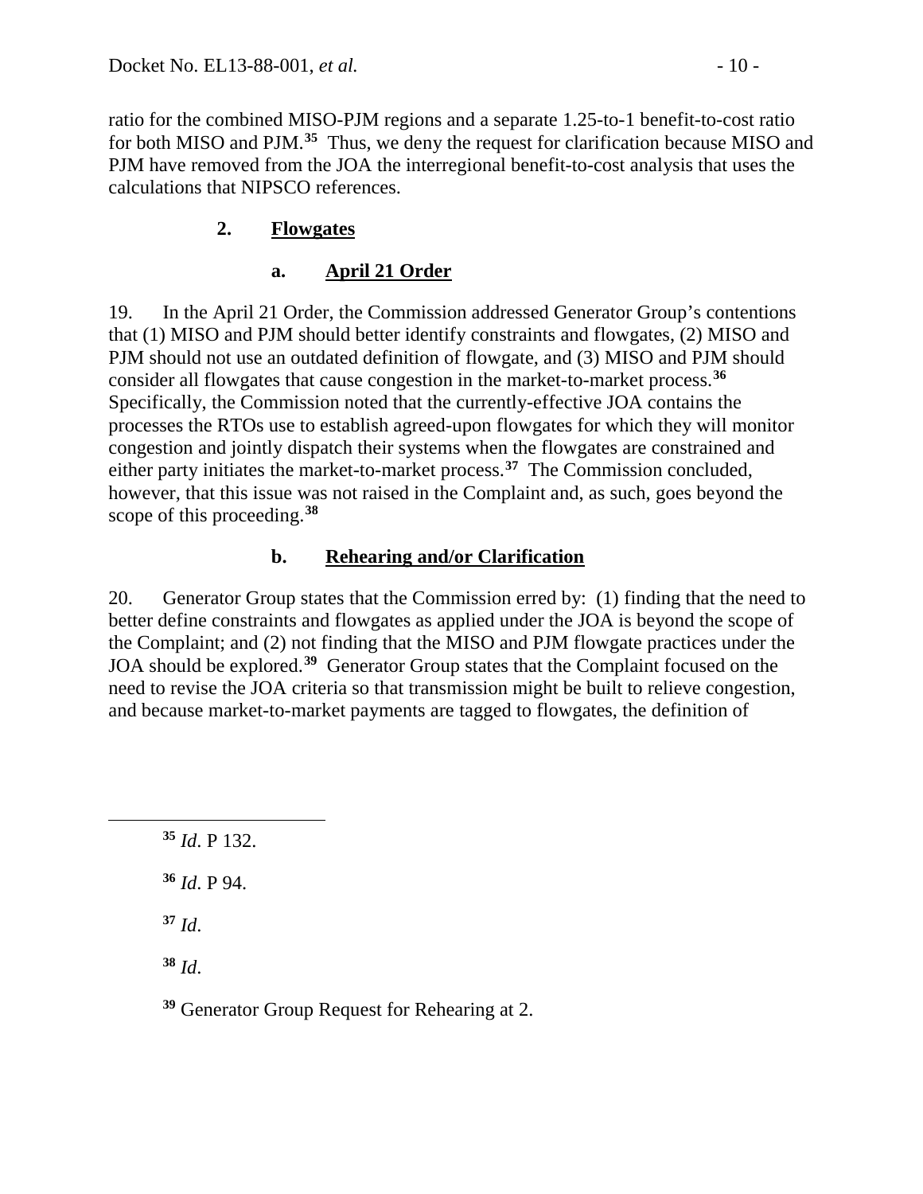ratio for the combined MISO-PJM regions and a separate 1.25-to-1 benefit-to-cost ratio for both MISO and PJM.[35] Thus, we deny the request for clarification because MISO and PJM have removed from the JOA the interregional benefit-to-cost analysis that uses the calculations that NIPSCO references.

### 2. **Flowgates**

#### a. **April 21 Order**

19. In the April 21 Order, the Commission addressed Generator Group's contentions that (1) MISO and PJM should better identify constraints and flowgates, (2) MISO and PJM should not use an outdated definition of flowgate, and (3) MISO and PJM should consider all flowgates that cause congestion in the market-to-market process.[36] Specifically, the Commission noted that the currently-effective JOA contains the processes the RTOs use to establish agreed-upon flowgates for which they will monitor congestion and jointly dispatch their systems when the flowgates are constrained and either party initiates the market-to-market process.[37] The Commission concluded, however, that this issue was not raised in the Complaint and, as such, goes beyond the scope of this proceeding.[38]

#### b. **Rehearing and/or Clarification**

20. Generator Group states that the Commission erred by: (1) finding that the need to better define constraints and flowgates as applied under the JOA is beyond the scope of the Complaint; and (2) not finding that the MISO and PJM flowgate practices under the JOA should be explored.[39] Generator Group states that the Complaint focused on the need to revise the JOA criteria so that transmission might be built to relieve congestion, and because market-to-market payments are tagged to flowgates, the definition of

---

[35] *Id*. P 132.

[36] *Id*. P 94.

[37] *Id*.

[38] *Id*.

[39] Generator Group Request for Rehearing at 2.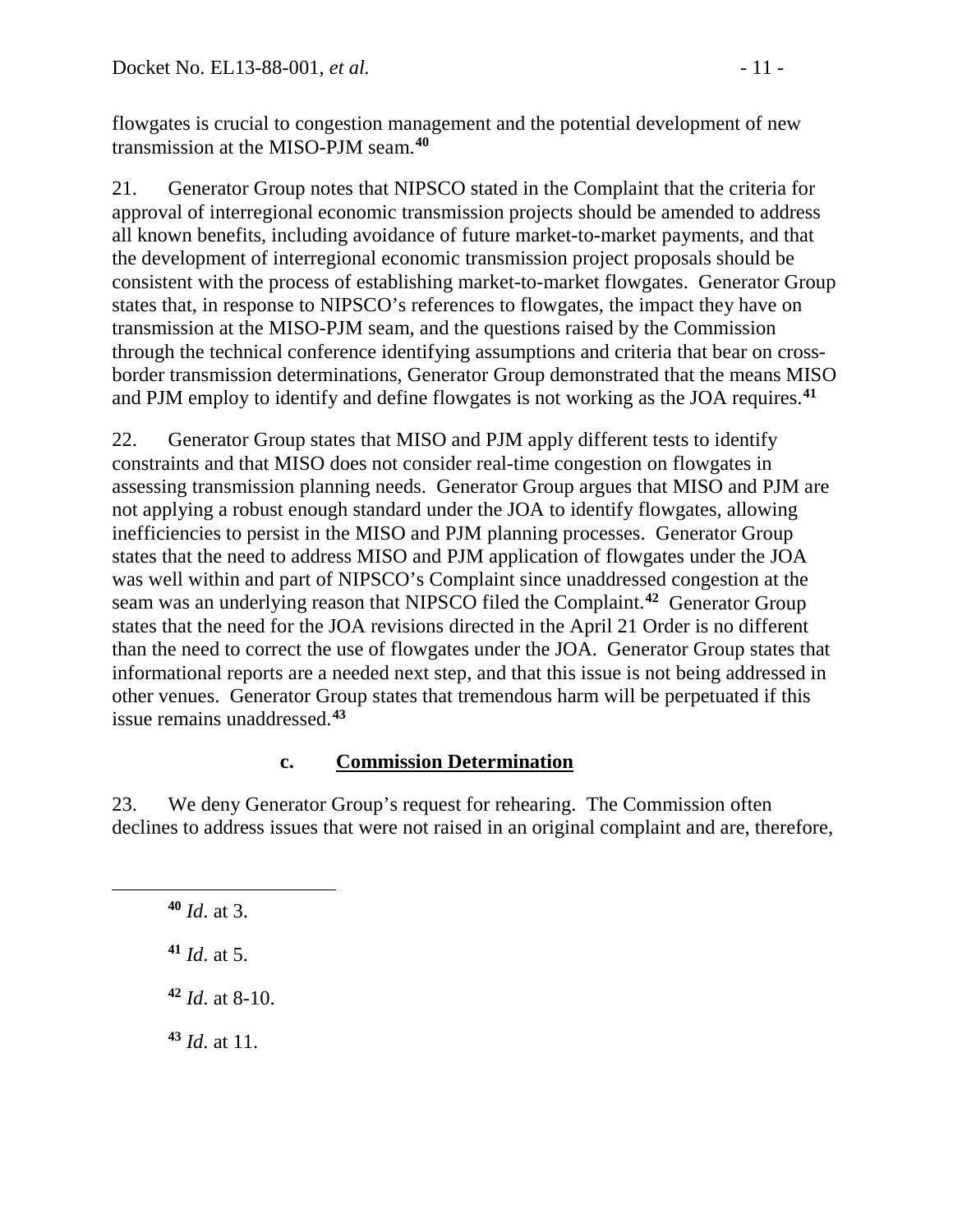flowgates is crucial to congestion management and the potential development of new transmission at the MISO-PJM seam.[40]

21. Generator Group notes that NIPSCO stated in the Complaint that the criteria for approval of interregional economic transmission projects should be amended to address all known benefits, including avoidance of future market-to-market payments, and that the development of interregional economic transmission project proposals should be consistent with the process of establishing market-to-market flowgates. Generator Group states that, in response to NIPSCO's references to flowgates, the impact they have on transmission at the MISO-PJM seam, and the questions raised by the Commission through the technical conference identifying assumptions and criteria that bear on cross-border transmission determinations, Generator Group demonstrated that the means MISO and PJM employ to identify and define flowgates is not working as the JOA requires.[41]

22. Generator Group states that MISO and PJM apply different tests to identify constraints and that MISO does not consider real-time congestion on flowgates in assessing transmission planning needs. Generator Group argues that MISO and PJM are not applying a robust enough standard under the JOA to identify flowgates, allowing inefficiencies to persist in the MISO and PJM planning processes. Generator Group states that the need to address MISO and PJM application of flowgates under the JOA was well within and part of NIPSCO's Complaint since unaddressed congestion at the seam was an underlying reason that NIPSCO filed the Complaint.[42] Generator Group states that the need for the JOA revisions directed in the April 21 Order is no different than the need to correct the use of flowgates under the JOA. Generator Group states that informational reports are a needed next step, and that this issue is not being addressed in other venues. Generator Group states that tremendous harm will be perpetuated if this issue remains unaddressed.[43]

#### c. Commission Determination

23. We deny Generator Group's request for rehearing. The Commission often declines to address issues that were not raised in an original complaint and are, therefore,

---

[40] *Id*. at 3.

[41] *Id*. at 5.

[42] *Id*. at 8-10.

[43] *Id*. at 11.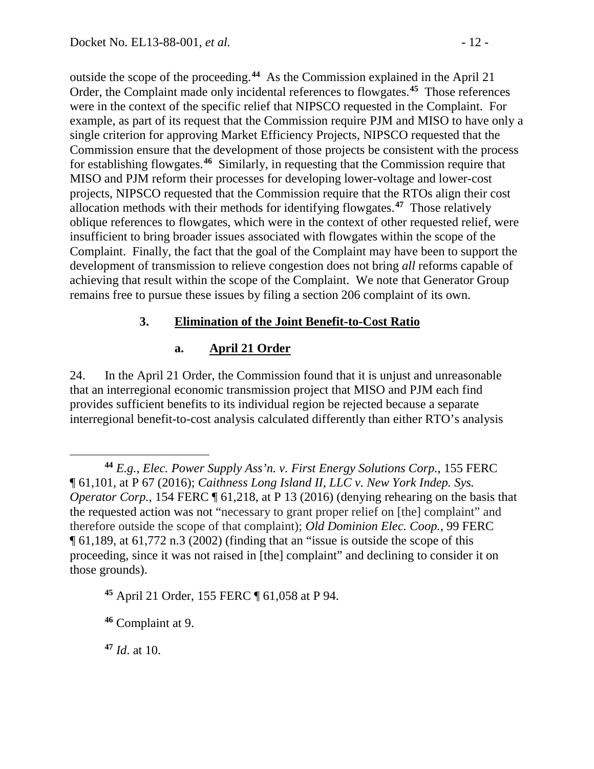outside the scope of the proceeding.[44] As the Commission explained in the April 21 Order, the Complaint made only incidental references to flowgates.[45] Those references were in the context of the specific relief that NIPSCO requested in the Complaint. For example, as part of its request that the Commission require PJM and MISO to have only a single criterion for approving Market Efficiency Projects, NIPSCO requested that the Commission ensure that the development of those projects be consistent with the process for establishing flowgates.[46] Similarly, in requesting that the Commission require that MISO and PJM reform their processes for developing lower-voltage and lower-cost projects, NIPSCO requested that the Commission require that the RTOs align their cost allocation methods with their methods for identifying flowgates.[47] Those relatively oblique references to flowgates, which were in the context of other requested relief, were insufficient to bring broader issues associated with flowgates within the scope of the Complaint. Finally, the fact that the goal of the Complaint may have been to support the development of transmission to relieve congestion does not bring *all* reforms capable of achieving that result within the scope of the Complaint. We note that Generator Group remains free to pursue these issues by filing a section 206 complaint of its own.

### 3. Elimination of the Joint Benefit-to-Cost Ratio

#### a. April 21 Order

24. In the April 21 Order, the Commission found that it is unjust and unreasonable that an interregional economic transmission project that MISO and PJM each find provides sufficient benefits to its individual region be rejected because a separate interregional benefit-to-cost analysis calculated differently than either RTO's analysis

---

[44] *E.g.*, *Elec. Power Supply Ass'n. v. First Energy Solutions Corp.*, 155 FERC ¶ 61,101, at P 67 (2016); *Caithness Long Island II, LLC v. New York Indep. Sys. Operator Corp.*, 154 FERC ¶ 61,218, at P 13 (2016) (denying rehearing on the basis that the requested action was not "necessary to grant proper relief on [the] complaint" and therefore outside the scope of that complaint); *Old Dominion Elec. Coop.*, 99 FERC ¶ 61,189, at 61,772 n.3 (2002) (finding that an "issue is outside the scope of this proceeding, since it was not raised in [the] complaint" and declining to consider it on those grounds).

[45] April 21 Order, 155 FERC ¶ 61,058 at P 94.

[46] Complaint at 9.

[47] *Id*. at 10.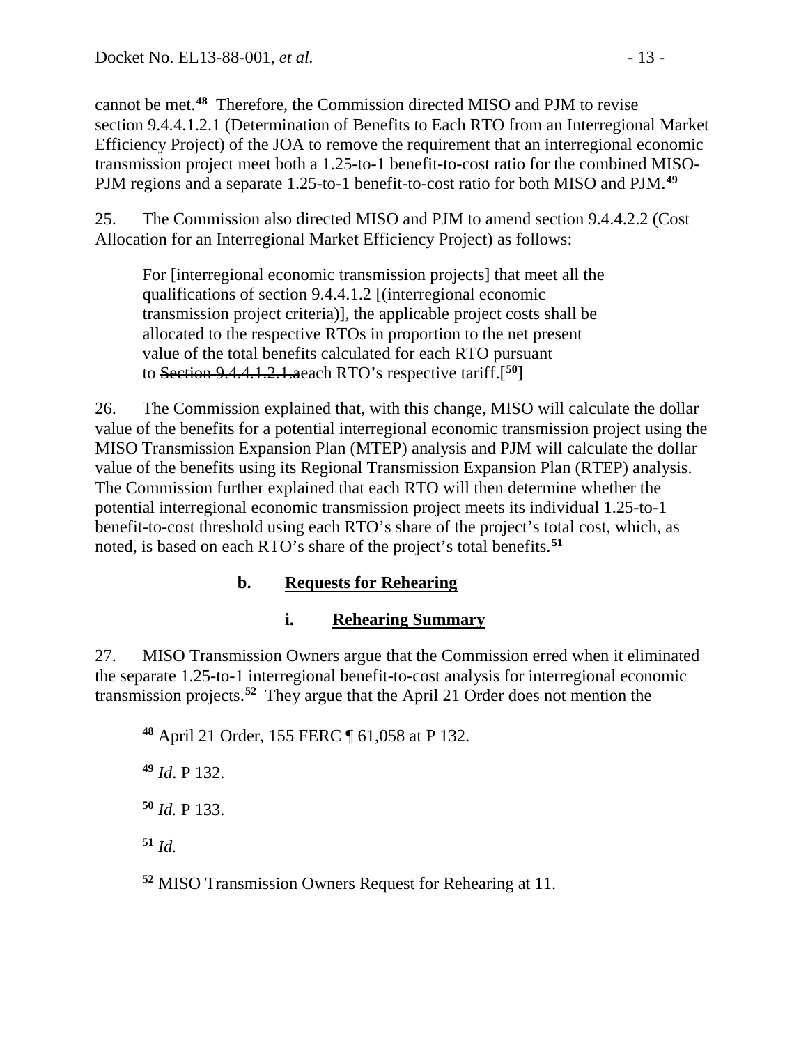cannot be met.[48] Therefore, the Commission directed MISO and PJM to revise section 9.4.4.1.2.1 (Determination of Benefits to Each RTO from an Interregional Market Efficiency Project) of the JOA to remove the requirement that an interregional economic transmission project meet both a 1.25-to-1 benefit-to-cost ratio for the combined MISO-PJM regions and a separate 1.25-to-1 benefit-to-cost ratio for both MISO and PJM.[49]

25. The Commission also directed MISO and PJM to amend section 9.4.4.2.2 (Cost Allocation for an Interregional Market Efficiency Project) as follows:

> For [interregional economic transmission projects] that meet all the qualifications of section 9.4.4.1.2 [(interregional economic transmission project criteria)], the applicable project costs shall be allocated to the respective RTOs in proportion to the net present value of the total benefits calculated for each RTO pursuant to ~~Section 9.4.4.1.2.1.a~~<u>each RTO's respective tariff</u>.[[50]]

26. The Commission explained that, with this change, MISO will calculate the dollar value of the benefits for a potential interregional economic transmission project using the MISO Transmission Expansion Plan (MTEP) analysis and PJM will calculate the dollar value of the benefits using its Regional Transmission Expansion Plan (RTEP) analysis. The Commission further explained that each RTO will then determine whether the potential interregional economic transmission project meets its individual 1.25-to-1 benefit-to-cost threshold using each RTO's share of the project's total cost, which, as noted, is based on each RTO's share of the project's total benefits.[51]

### b. Requests for Rehearing

#### i. Rehearing Summary

27. MISO Transmission Owners argue that the Commission erred when it eliminated the separate 1.25-to-1 interregional benefit-to-cost analysis for interregional economic transmission projects.[52] They argue that the April 21 Order does not mention the

---

[48] April 21 Order, 155 FERC ¶ 61,058 at P 132.

[49] *Id*. P 132.

[50] *Id.* P 133.

[51] *Id.*

[52] MISO Transmission Owners Request for Rehearing at 11.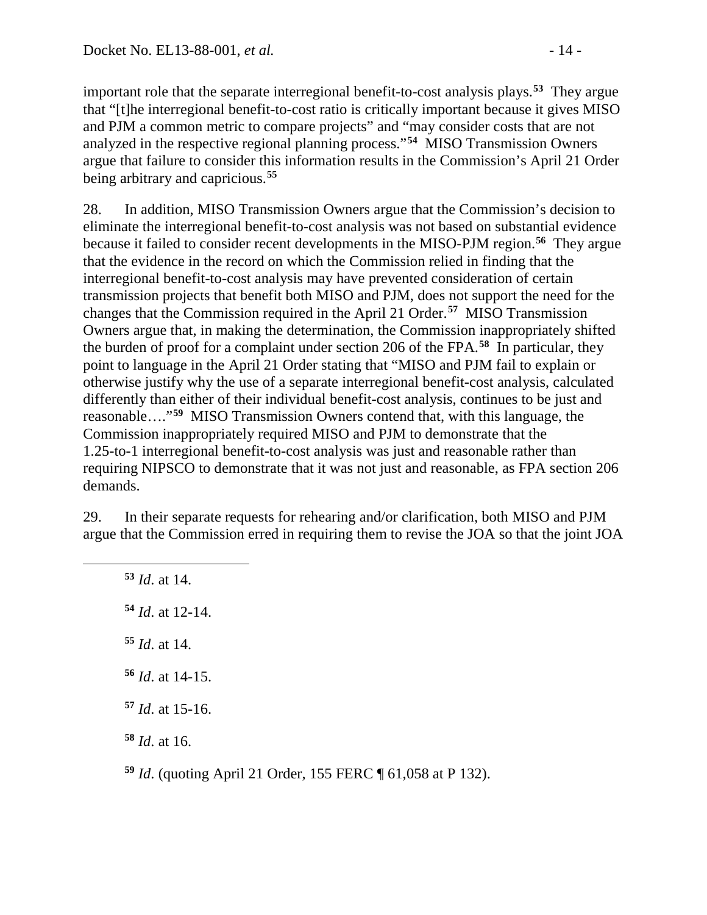important role that the separate interregional benefit-to-cost analysis plays.[53] They argue that "[t]he interregional benefit-to-cost ratio is critically important because it gives MISO and PJM a common metric to compare projects" and "may consider costs that are not analyzed in the respective regional planning process."[54] MISO Transmission Owners argue that failure to consider this information results in the Commission's April 21 Order being arbitrary and capricious.[55]

28. In addition, MISO Transmission Owners argue that the Commission's decision to eliminate the interregional benefit-to-cost analysis was not based on substantial evidence because it failed to consider recent developments in the MISO-PJM region.[56] They argue that the evidence in the record on which the Commission relied in finding that the interregional benefit-to-cost analysis may have prevented consideration of certain transmission projects that benefit both MISO and PJM, does not support the need for the changes that the Commission required in the April 21 Order.[57] MISO Transmission Owners argue that, in making the determination, the Commission inappropriately shifted the burden of proof for a complaint under section 206 of the FPA.[58] In particular, they point to language in the April 21 Order stating that "MISO and PJM fail to explain or otherwise justify why the use of a separate interregional benefit-cost analysis, calculated differently than either of their individual benefit-cost analysis, continues to be just and reasonable…."[59] MISO Transmission Owners contend that, with this language, the Commission inappropriately required MISO and PJM to demonstrate that the 1.25-to-1 interregional benefit-to-cost analysis was just and reasonable rather than requiring NIPSCO to demonstrate that it was not just and reasonable, as FPA section 206 demands.

29. In their separate requests for rehearing and/or clarification, both MISO and PJM argue that the Commission erred in requiring them to revise the JOA so that the joint JOA

---

[53] *Id*. at 14.

[54] *Id*. at 12-14.

[55] *Id*. at 14.

[56] *Id*. at 14-15.

[57] *Id*. at 15-16.

[58] *Id*. at 16.

[59] *Id*. (quoting April 21 Order, 155 FERC ¶ 61,058 at P 132).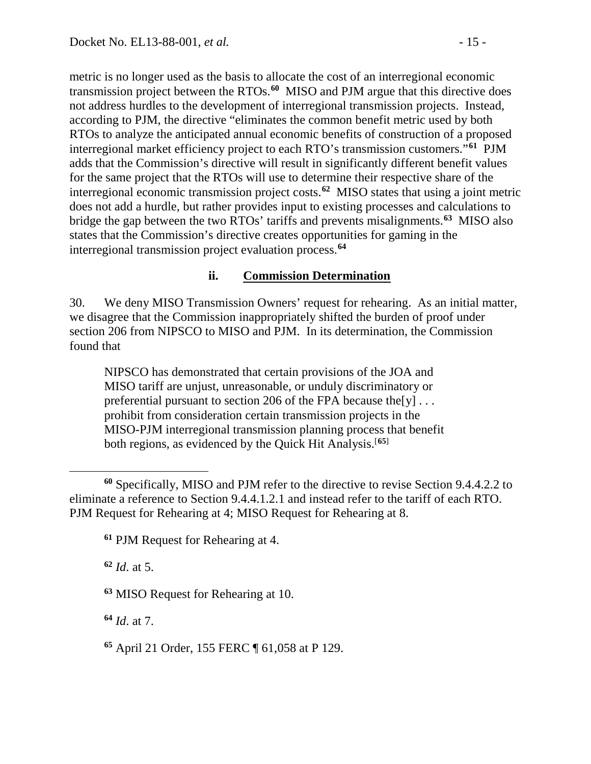metric is no longer used as the basis to allocate the cost of an interregional economic transmission project between the RTOs.[60] MISO and PJM argue that this directive does not address hurdles to the development of interregional transmission projects. Instead, according to PJM, the directive "eliminates the common benefit metric used by both RTOs to analyze the anticipated annual economic benefits of construction of a proposed interregional market efficiency project to each RTO's transmission customers."[61] PJM adds that the Commission's directive will result in significantly different benefit values for the same project that the RTOs will use to determine their respective share of the interregional economic transmission project costs.[62] MISO states that using a joint metric does not add a hurdle, but rather provides input to existing processes and calculations to bridge the gap between the two RTOs' tariffs and prevents misalignments.[63] MISO also states that the Commission's directive creates opportunities for gaming in the interregional transmission project evaluation process.[64]

### ii. Commission Determination

30. We deny MISO Transmission Owners' request for rehearing. As an initial matter, we disagree that the Commission inappropriately shifted the burden of proof under section 206 from NIPSCO to MISO and PJM. In its determination, the Commission found that

> NIPSCO has demonstrated that certain provisions of the JOA and MISO tariff are unjust, unreasonable, or unduly discriminatory or preferential pursuant to section 206 of the FPA because the[y] . . . prohibit from consideration certain transmission projects in the MISO-PJM interregional transmission planning process that benefit both regions, as evidenced by the Quick Hit Analysis.[65]

---

[60] Specifically, MISO and PJM refer to the directive to revise Section 9.4.4.2.2 to eliminate a reference to Section 9.4.4.1.2.1 and instead refer to the tariff of each RTO. PJM Request for Rehearing at 4; MISO Request for Rehearing at 8.

[61] PJM Request for Rehearing at 4.

[62] *Id*. at 5.

[63] MISO Request for Rehearing at 10.

[64] *Id*. at 7.

[65] April 21 Order, 155 FERC ¶ 61,058 at P 129.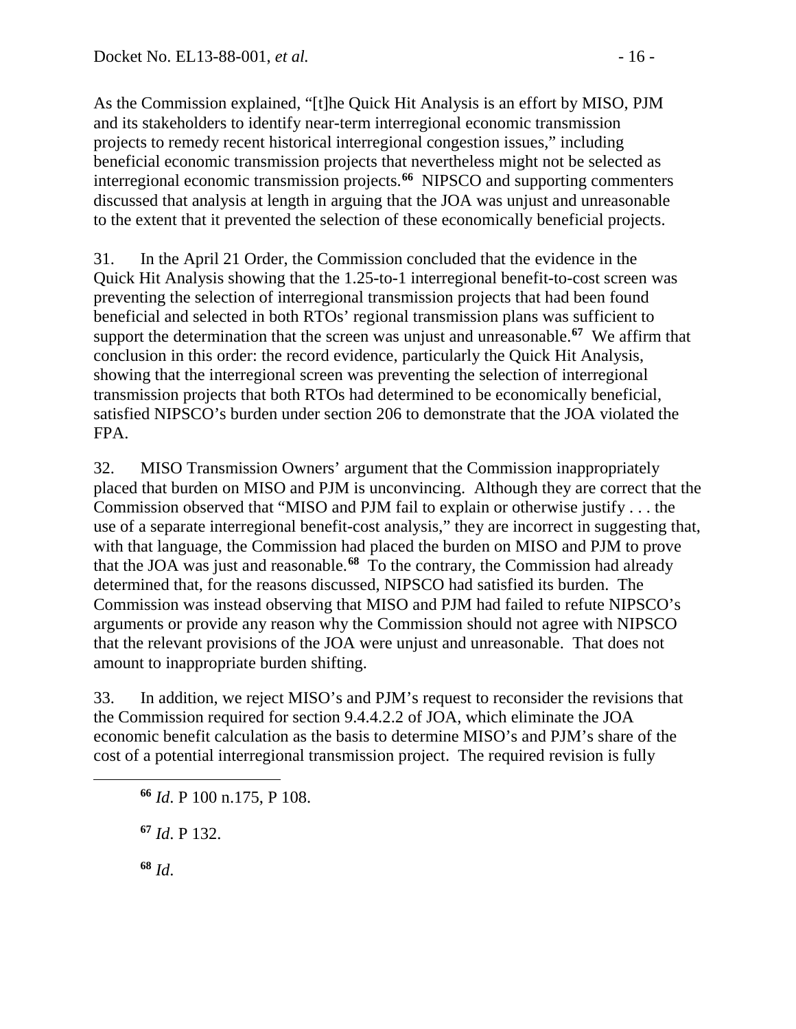As the Commission explained, "[t]he Quick Hit Analysis is an effort by MISO, PJM and its stakeholders to identify near-term interregional economic transmission projects to remedy recent historical interregional congestion issues," including beneficial economic transmission projects that nevertheless might not be selected as interregional economic transmission projects.[66] NIPSCO and supporting commenters discussed that analysis at length in arguing that the JOA was unjust and unreasonable to the extent that it prevented the selection of these economically beneficial projects.

31. In the April 21 Order, the Commission concluded that the evidence in the Quick Hit Analysis showing that the 1.25-to-1 interregional benefit-to-cost screen was preventing the selection of interregional transmission projects that had been found beneficial and selected in both RTOs' regional transmission plans was sufficient to support the determination that the screen was unjust and unreasonable.[67] We affirm that conclusion in this order: the record evidence, particularly the Quick Hit Analysis, showing that the interregional screen was preventing the selection of interregional transmission projects that both RTOs had determined to be economically beneficial, satisfied NIPSCO's burden under section 206 to demonstrate that the JOA violated the FPA.

32. MISO Transmission Owners' argument that the Commission inappropriately placed that burden on MISO and PJM is unconvincing. Although they are correct that the Commission observed that "MISO and PJM fail to explain or otherwise justify . . . the use of a separate interregional benefit-cost analysis," they are incorrect in suggesting that, with that language, the Commission had placed the burden on MISO and PJM to prove that the JOA was just and reasonable.[68] To the contrary, the Commission had already determined that, for the reasons discussed, NIPSCO had satisfied its burden. The Commission was instead observing that MISO and PJM had failed to refute NIPSCO's arguments or provide any reason why the Commission should not agree with NIPSCO that the relevant provisions of the JOA were unjust and unreasonable. That does not amount to inappropriate burden shifting.

33. In addition, we reject MISO's and PJM's request to reconsider the revisions that the Commission required for section 9.4.4.2.2 of JOA, which eliminate the JOA economic benefit calculation as the basis to determine MISO's and PJM's share of the cost of a potential interregional transmission project. The required revision is fully

[66] *Id*. P 100 n.175, P 108.

[67] *Id*. P 132.

[68] *Id*.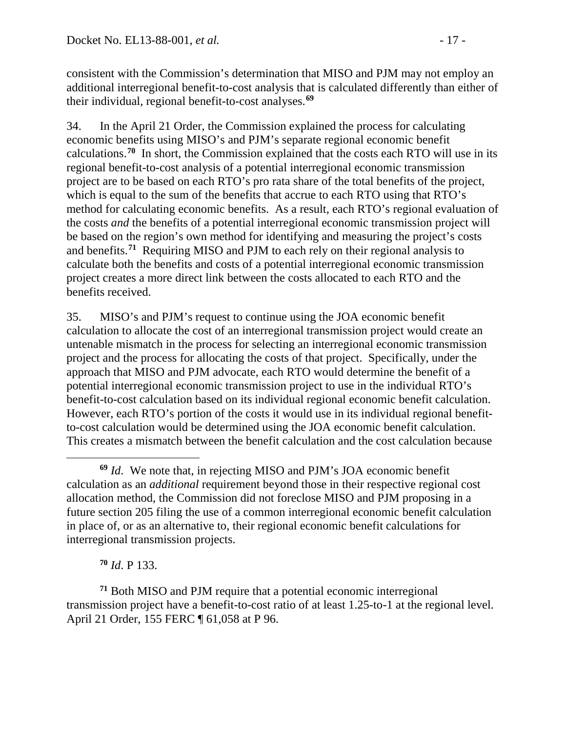consistent with the Commission's determination that MISO and PJM may not employ an additional interregional benefit-to-cost analysis that is calculated differently than either of their individual, regional benefit-to-cost analyses.[69]

34. In the April 21 Order, the Commission explained the process for calculating economic benefits using MISO's and PJM's separate regional economic benefit calculations.[70] In short, the Commission explained that the costs each RTO will use in its regional benefit-to-cost analysis of a potential interregional economic transmission project are to be based on each RTO's pro rata share of the total benefits of the project, which is equal to the sum of the benefits that accrue to each RTO using that RTO's method for calculating economic benefits. As a result, each RTO's regional evaluation of the costs *and* the benefits of a potential interregional economic transmission project will be based on the region's own method for identifying and measuring the project's costs and benefits.[71] Requiring MISO and PJM to each rely on their regional analysis to calculate both the benefits and costs of a potential interregional economic transmission project creates a more direct link between the costs allocated to each RTO and the benefits received.

35. MISO's and PJM's request to continue using the JOA economic benefit calculation to allocate the cost of an interregional transmission project would create an untenable mismatch in the process for selecting an interregional economic transmission project and the process for allocating the costs of that project. Specifically, under the approach that MISO and PJM advocate, each RTO would determine the benefit of a potential interregional economic transmission project to use in the individual RTO's benefit-to-cost calculation based on its individual regional economic benefit calculation. However, each RTO's portion of the costs it would use in its individual regional benefit-to-cost calculation would be determined using the JOA economic benefit calculation. This creates a mismatch between the benefit calculation and the cost calculation because

---

[69] *Id*. We note that, in rejecting MISO and PJM's JOA economic benefit calculation as an *additional* requirement beyond those in their respective regional cost allocation method, the Commission did not foreclose MISO and PJM proposing in a future section 205 filing the use of a common interregional economic benefit calculation in place of, or as an alternative to, their regional economic benefit calculations for interregional transmission projects.

[70] *Id*. P 133.

[71] Both MISO and PJM require that a potential economic interregional transmission project have a benefit-to-cost ratio of at least 1.25-to-1 at the regional level. April 21 Order, 155 FERC ¶ 61,058 at P 96.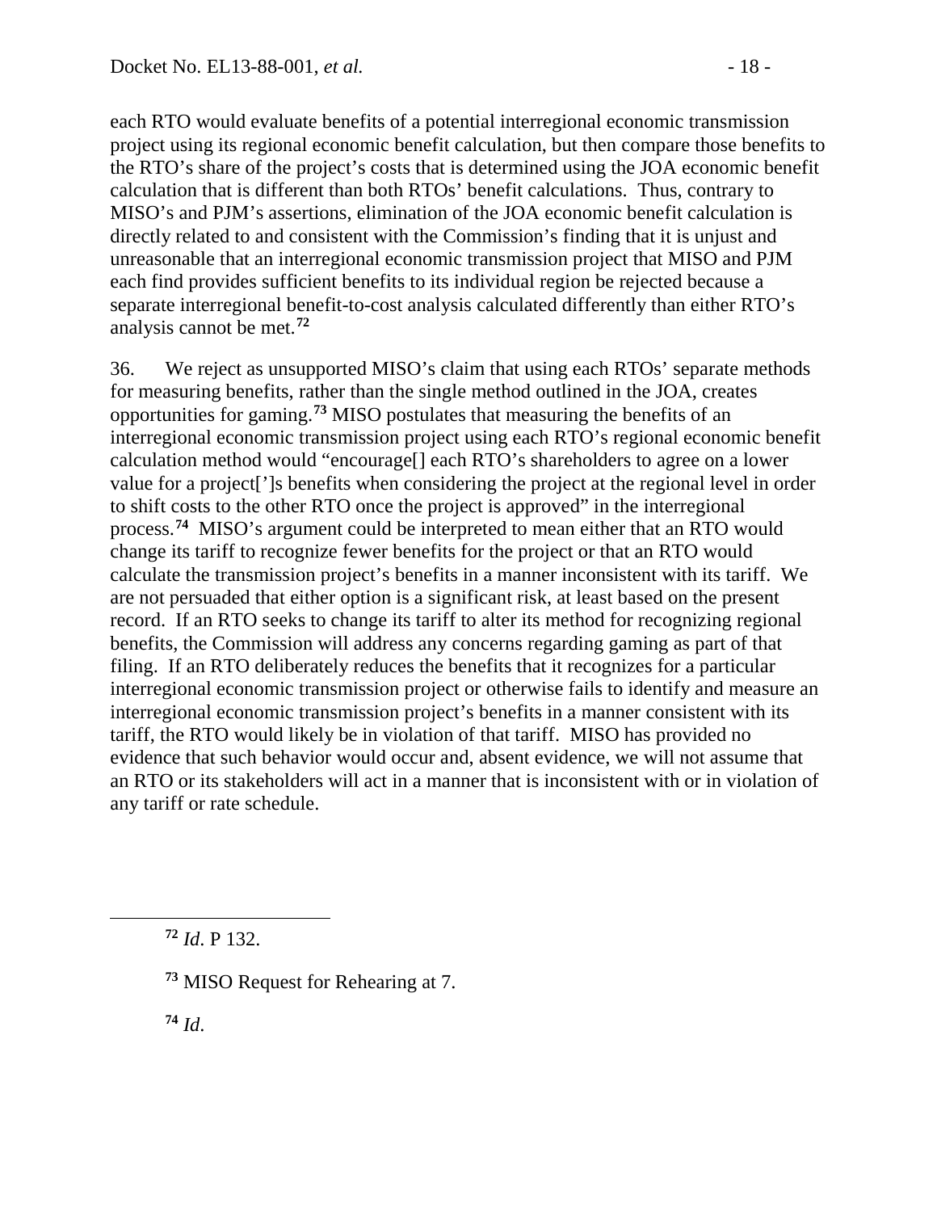each RTO would evaluate benefits of a potential interregional economic transmission project using its regional economic benefit calculation, but then compare those benefits to the RTO's share of the project's costs that is determined using the JOA economic benefit calculation that is different than both RTOs' benefit calculations. Thus, contrary to MISO's and PJM's assertions, elimination of the JOA economic benefit calculation is directly related to and consistent with the Commission's finding that it is unjust and unreasonable that an interregional economic transmission project that MISO and PJM each find provides sufficient benefits to its individual region be rejected because a separate interregional benefit-to-cost analysis calculated differently than either RTO's analysis cannot be met.[72]

36. We reject as unsupported MISO's claim that using each RTOs' separate methods for measuring benefits, rather than the single method outlined in the JOA, creates opportunities for gaming.[73] MISO postulates that measuring the benefits of an interregional economic transmission project using each RTO's regional economic benefit calculation method would "encourage[] each RTO's shareholders to agree on a lower value for a project[']s benefits when considering the project at the regional level in order to shift costs to the other RTO once the project is approved" in the interregional process.[74] MISO's argument could be interpreted to mean either that an RTO would change its tariff to recognize fewer benefits for the project or that an RTO would calculate the transmission project's benefits in a manner inconsistent with its tariff. We are not persuaded that either option is a significant risk, at least based on the present record. If an RTO seeks to change its tariff to alter its method for recognizing regional benefits, the Commission will address any concerns regarding gaming as part of that filing. If an RTO deliberately reduces the benefits that it recognizes for a particular interregional economic transmission project or otherwise fails to identify and measure an interregional economic transmission project's benefits in a manner consistent with its tariff, the RTO would likely be in violation of that tariff. MISO has provided no evidence that such behavior would occur and, absent evidence, we will not assume that an RTO or its stakeholders will act in a manner that is inconsistent with or in violation of any tariff or rate schedule.

---

[72] *Id*. P 132.

[73] MISO Request for Rehearing at 7.

[74] *Id*.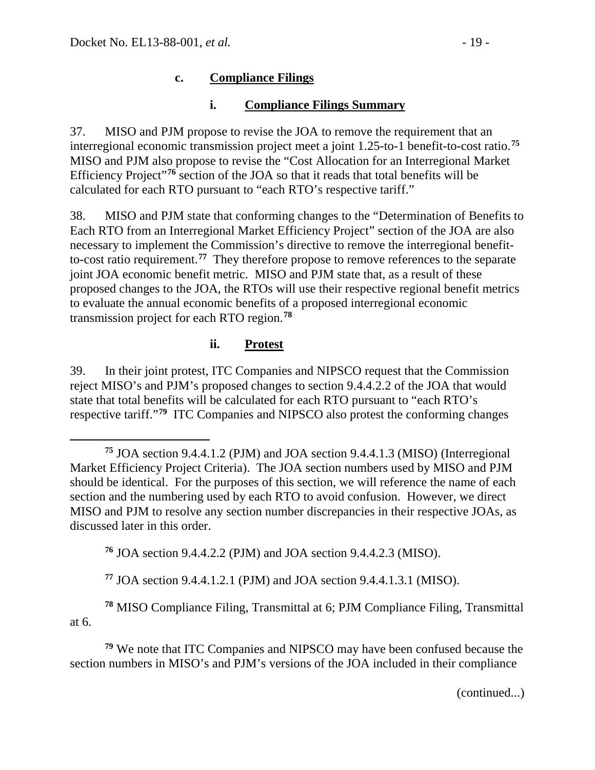### c. Compliance Filings

#### i. Compliance Filings Summary

37. MISO and PJM propose to revise the JOA to remove the requirement that an interregional economic transmission project meet a joint 1.25-to-1 benefit-to-cost ratio.[75] MISO and PJM also propose to revise the "Cost Allocation for an Interregional Market Efficiency Project"[76] section of the JOA so that it reads that total benefits will be calculated for each RTO pursuant to "each RTO's respective tariff."

38. MISO and PJM state that conforming changes to the "Determination of Benefits to Each RTO from an Interregional Market Efficiency Project" section of the JOA are also necessary to implement the Commission's directive to remove the interregional benefit-to-cost ratio requirement.[77] They therefore propose to remove references to the separate joint JOA economic benefit metric. MISO and PJM state that, as a result of these proposed changes to the JOA, the RTOs will use their respective regional benefit metrics to evaluate the annual economic benefits of a proposed interregional economic transmission project for each RTO region.[78]

#### ii. Protest

39. In their joint protest, ITC Companies and NIPSCO request that the Commission reject MISO's and PJM's proposed changes to section 9.4.4.2.2 of the JOA that would state that total benefits will be calculated for each RTO pursuant to "each RTO's respective tariff."[79] ITC Companies and NIPSCO also protest the conforming changes

---

[75] JOA section 9.4.4.1.2 (PJM) and JOA section 9.4.4.1.3 (MISO) (Interregional Market Efficiency Project Criteria). The JOA section numbers used by MISO and PJM should be identical. For the purposes of this section, we will reference the name of each section and the numbering used by each RTO to avoid confusion. However, we direct MISO and PJM to resolve any section number discrepancies in their respective JOAs, as discussed later in this order.

[76] JOA section 9.4.4.2.2 (PJM) and JOA section 9.4.4.2.3 (MISO).

[77] JOA section 9.4.4.1.2.1 (PJM) and JOA section 9.4.4.1.3.1 (MISO).

[78] MISO Compliance Filing, Transmittal at 6; PJM Compliance Filing, Transmittal at 6.

[79] We note that ITC Companies and NIPSCO may have been confused because the section numbers in MISO's and PJM's versions of the JOA included in their compliance

(continued...)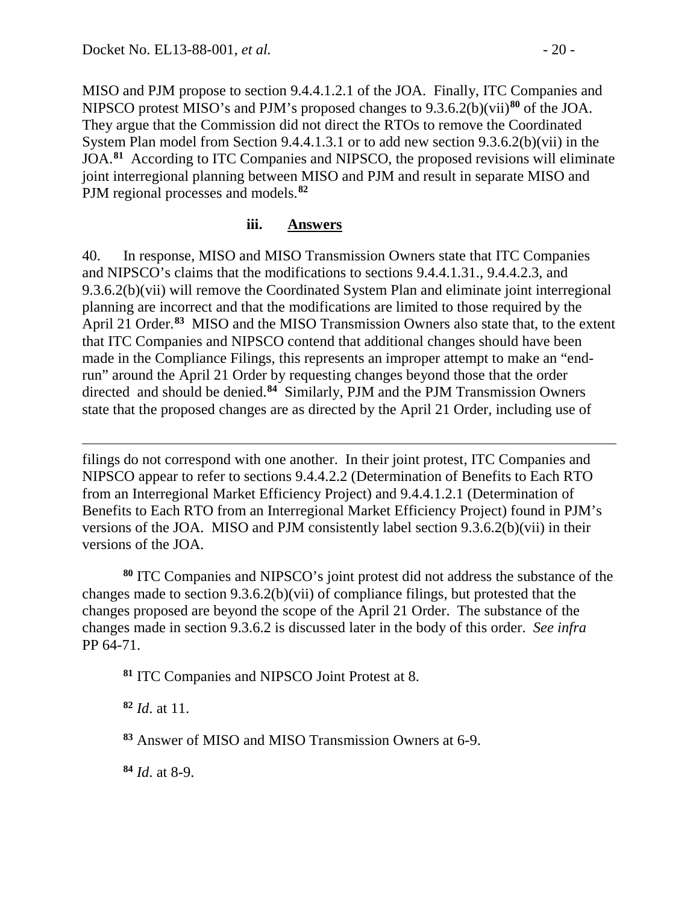MISO and PJM propose to section 9.4.4.1.2.1 of the JOA. Finally, ITC Companies and NIPSCO protest MISO's and PJM's proposed changes to 9.3.6.2(b)(vii)[80] of the JOA. They argue that the Commission did not direct the RTOs to remove the Coordinated System Plan model from Section 9.4.4.1.3.1 or to add new section 9.3.6.2(b)(vii) in the JOA.[81] According to ITC Companies and NIPSCO, the proposed revisions will eliminate joint interregional planning between MISO and PJM and result in separate MISO and PJM regional processes and models.[82]

### iii. Answers

40. In response, MISO and MISO Transmission Owners state that ITC Companies and NIPSCO's claims that the modifications to sections 9.4.4.1.31., 9.4.4.2.3, and 9.3.6.2(b)(vii) will remove the Coordinated System Plan and eliminate joint interregional planning are incorrect and that the modifications are limited to those required by the April 21 Order.[83] MISO and the MISO Transmission Owners also state that, to the extent that ITC Companies and NIPSCO contend that additional changes should have been made in the Compliance Filings, this represents an improper attempt to make an "end-run" around the April 21 Order by requesting changes beyond those that the order directed and should be denied.[84] Similarly, PJM and the PJM Transmission Owners state that the proposed changes are as directed by the April 21 Order, including use of

---

filings do not correspond with one another. In their joint protest, ITC Companies and NIPSCO appear to refer to sections 9.4.4.2.2 (Determination of Benefits to Each RTO from an Interregional Market Efficiency Project) and 9.4.4.1.2.1 (Determination of Benefits to Each RTO from an Interregional Market Efficiency Project) found in PJM's versions of the JOA. MISO and PJM consistently label section 9.3.6.2(b)(vii) in their versions of the JOA.

[80] ITC Companies and NIPSCO's joint protest did not address the substance of the changes made to section 9.3.6.2(b)(vii) of compliance filings, but protested that the changes proposed are beyond the scope of the April 21 Order. The substance of the changes made in section 9.3.6.2 is discussed later in the body of this order. *See infra* PP 64-71.

[81] ITC Companies and NIPSCO Joint Protest at 8.

[82] *Id*. at 11.

[83] Answer of MISO and MISO Transmission Owners at 6-9.

[84] *Id*. at 8-9.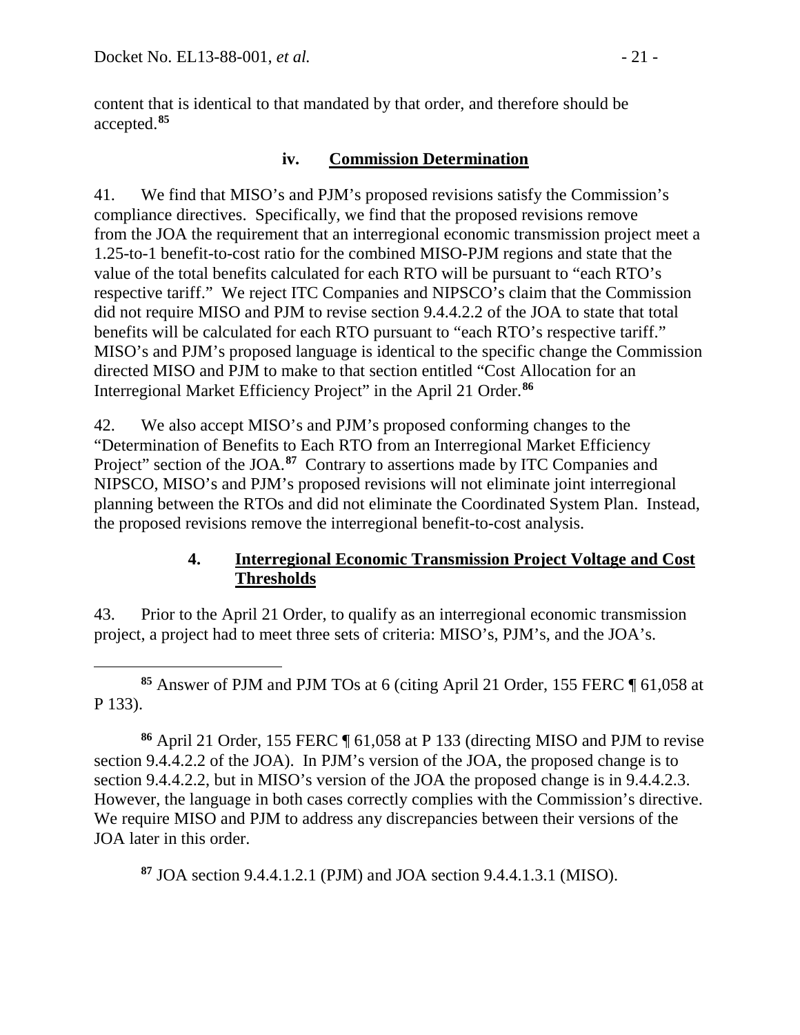content that is identical to that mandated by that order, and therefore should be accepted.[85]

### iv. Commission Determination

41. We find that MISO's and PJM's proposed revisions satisfy the Commission's compliance directives. Specifically, we find that the proposed revisions remove from the JOA the requirement that an interregional economic transmission project meet a 1.25-to-1 benefit-to-cost ratio for the combined MISO-PJM regions and state that the value of the total benefits calculated for each RTO will be pursuant to "each RTO's respective tariff." We reject ITC Companies and NIPSCO's claim that the Commission did not require MISO and PJM to revise section 9.4.4.2.2 of the JOA to state that total benefits will be calculated for each RTO pursuant to "each RTO's respective tariff." MISO's and PJM's proposed language is identical to the specific change the Commission directed MISO and PJM to make to that section entitled "Cost Allocation for an Interregional Market Efficiency Project" in the April 21 Order.[86]

42. We also accept MISO's and PJM's proposed conforming changes to the "Determination of Benefits to Each RTO from an Interregional Market Efficiency Project" section of the JOA.[87] Contrary to assertions made by ITC Companies and NIPSCO, MISO's and PJM's proposed revisions will not eliminate joint interregional planning between the RTOs and did not eliminate the Coordinated System Plan. Instead, the proposed revisions remove the interregional benefit-to-cost analysis.

## 4. Interregional Economic Transmission Project Voltage and Cost Thresholds

43. Prior to the April 21 Order, to qualify as an interregional economic transmission project, a project had to meet three sets of criteria: MISO's, PJM's, and the JOA's.

---

[85] Answer of PJM and PJM TOs at 6 (citing April 21 Order, 155 FERC ¶ 61,058 at P 133).

[86] April 21 Order, 155 FERC ¶ 61,058 at P 133 (directing MISO and PJM to revise section 9.4.4.2.2 of the JOA). In PJM's version of the JOA, the proposed change is to section 9.4.4.2.2, but in MISO's version of the JOA the proposed change is in 9.4.4.2.3. However, the language in both cases correctly complies with the Commission's directive. We require MISO and PJM to address any discrepancies between their versions of the JOA later in this order.

[87] JOA section 9.4.4.1.2.1 (PJM) and JOA section 9.4.4.1.3.1 (MISO).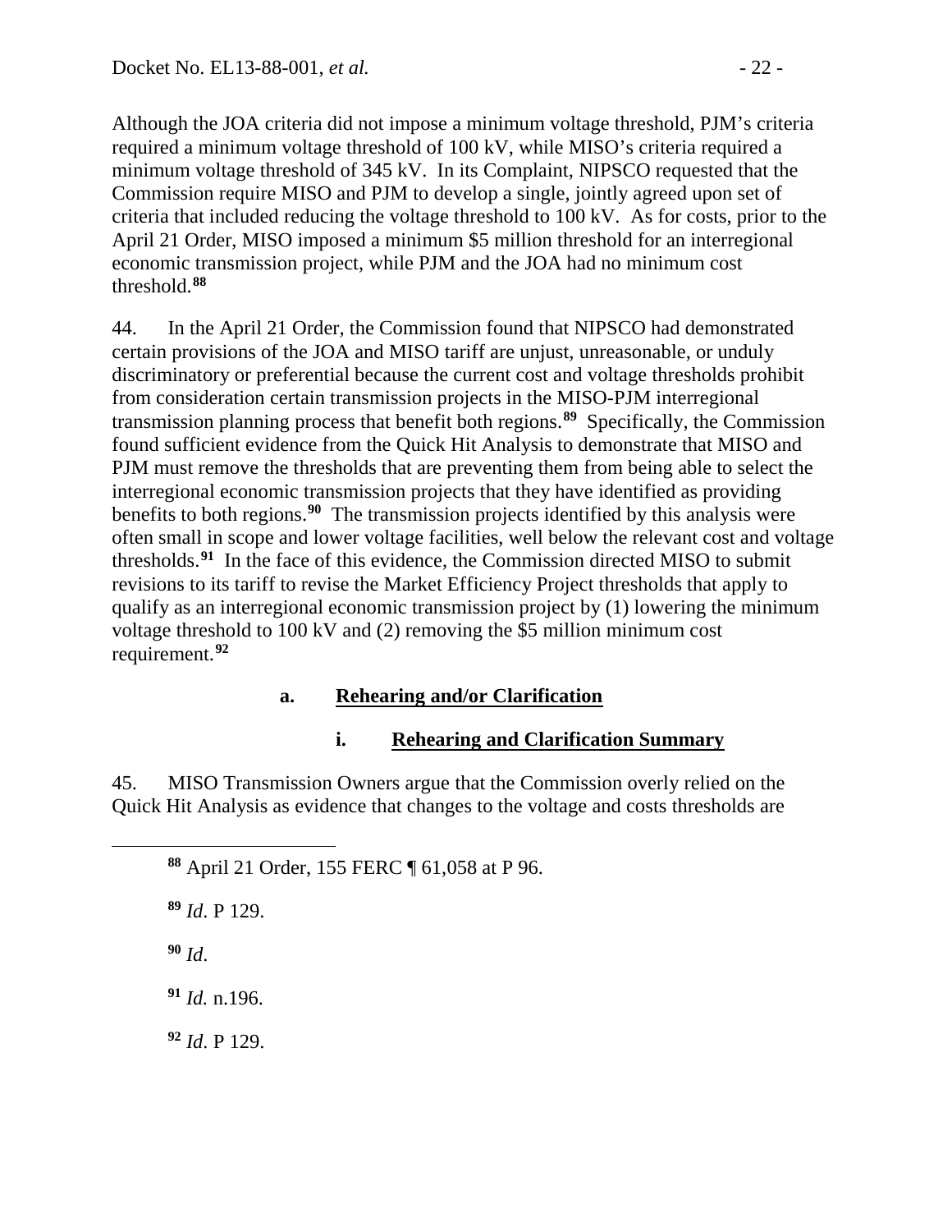Although the JOA criteria did not impose a minimum voltage threshold, PJM's criteria required a minimum voltage threshold of 100 kV, while MISO's criteria required a minimum voltage threshold of 345 kV. In its Complaint, NIPSCO requested that the Commission require MISO and PJM to develop a single, jointly agreed upon set of criteria that included reducing the voltage threshold to 100 kV. As for costs, prior to the April 21 Order, MISO imposed a minimum $5 million threshold for an interregional economic transmission project, while PJM and the JOA had no minimum cost threshold.[88]

44. In the April 21 Order, the Commission found that NIPSCO had demonstrated certain provisions of the JOA and MISO tariff are unjust, unreasonable, or unduly discriminatory or preferential because the current cost and voltage thresholds prohibit from consideration certain transmission projects in the MISO-PJM interregional transmission planning process that benefit both regions.[89] Specifically, the Commission found sufficient evidence from the Quick Hit Analysis to demonstrate that MISO and PJM must remove the thresholds that are preventing them from being able to select the interregional economic transmission projects that they have identified as providing benefits to both regions.[90] The transmission projects identified by this analysis were often small in scope and lower voltage facilities, well below the relevant cost and voltage thresholds.[91] In the face of this evidence, the Commission directed MISO to submit revisions to its tariff to revise the Market Efficiency Project thresholds that apply to qualify as an interregional economic transmission project by (1) lowering the minimum voltage threshold to 100 kV and (2) removing the $5 million minimum cost requirement.[92]

#### a. Rehearing and/or Clarification

##### i. Rehearing and Clarification Summary

45. MISO Transmission Owners argue that the Commission overly relied on the Quick Hit Analysis as evidence that changes to the voltage and costs thresholds are

---

[88] April 21 Order, 155 FERC ¶ 61,058 at P 96.

[89] *Id*. P 129.

[90] *Id*.

[91] *Id.* n.196.

[92] *Id*. P 129.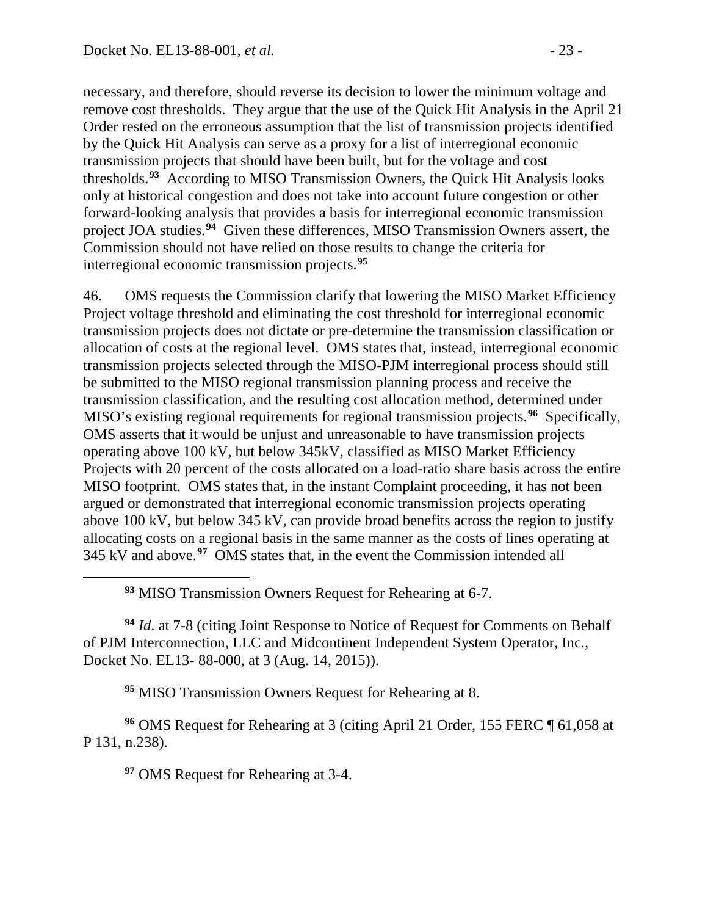necessary, and therefore, should reverse its decision to lower the minimum voltage and remove cost thresholds. They argue that the use of the Quick Hit Analysis in the April 21 Order rested on the erroneous assumption that the list of transmission projects identified by the Quick Hit Analysis can serve as a proxy for a list of interregional economic transmission projects that should have been built, but for the voltage and cost thresholds.[93] According to MISO Transmission Owners, the Quick Hit Analysis looks only at historical congestion and does not take into account future congestion or other forward-looking analysis that provides a basis for interregional economic transmission project JOA studies.[94] Given these differences, MISO Transmission Owners assert, the Commission should not have relied on those results to change the criteria for interregional economic transmission projects.[95]

46. OMS requests the Commission clarify that lowering the MISO Market Efficiency Project voltage threshold and eliminating the cost threshold for interregional economic transmission projects does not dictate or pre-determine the transmission classification or allocation of costs at the regional level. OMS states that, instead, interregional economic transmission projects selected through the MISO-PJM interregional process should still be submitted to the MISO regional transmission planning process and receive the transmission classification, and the resulting cost allocation method, determined under MISO's existing regional requirements for regional transmission projects.[96] Specifically, OMS asserts that it would be unjust and unreasonable to have transmission projects operating above 100 kV, but below 345kV, classified as MISO Market Efficiency Projects with 20 percent of the costs allocated on a load-ratio share basis across the entire MISO footprint. OMS states that, in the instant Complaint proceeding, it has not been argued or demonstrated that interregional economic transmission projects operating above 100 kV, but below 345 kV, can provide broad benefits across the region to justify allocating costs on a regional basis in the same manner as the costs of lines operating at 345 kV and above.[97] OMS states that, in the event the Commission intended all

[93] MISO Transmission Owners Request for Rehearing at 6-7.

[94] *Id*. at 7-8 (citing Joint Response to Notice of Request for Comments on Behalf of PJM Interconnection, LLC and Midcontinent Independent System Operator, Inc., Docket No. EL13- 88-000, at 3 (Aug. 14, 2015)).

[95] MISO Transmission Owners Request for Rehearing at 8.

[96] OMS Request for Rehearing at 3 (citing April 21 Order, 155 FERC ¶ 61,058 at P 131, n.238).

[97] OMS Request for Rehearing at 3-4.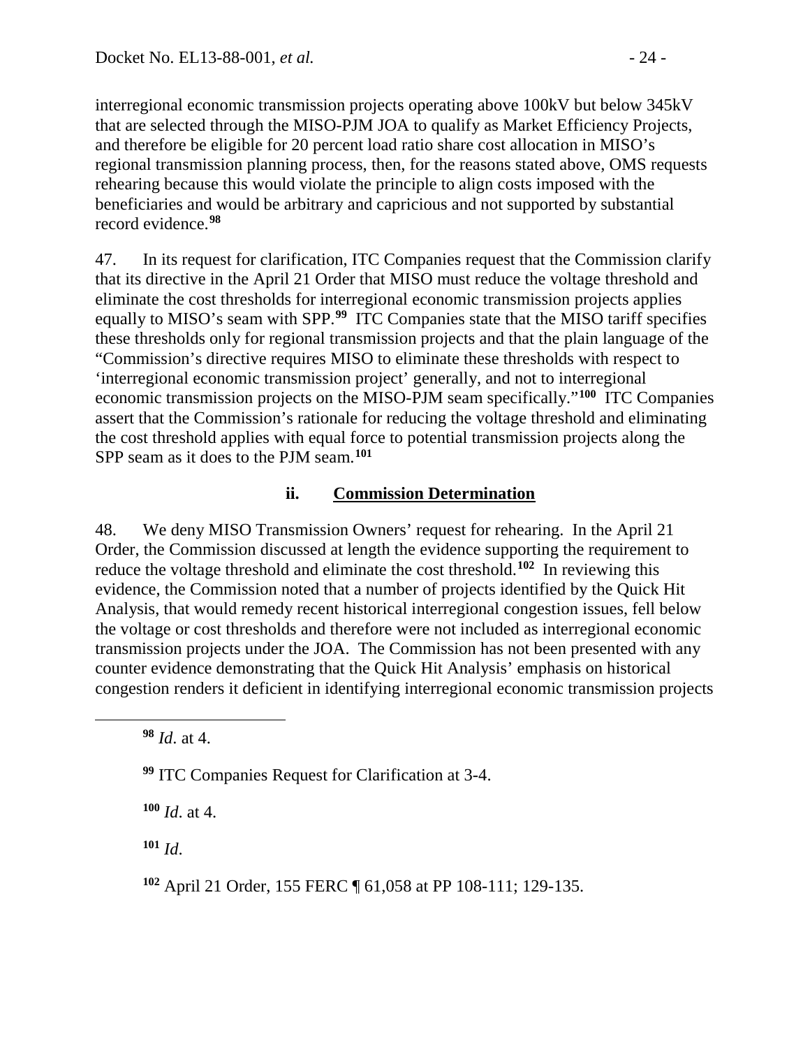interregional economic transmission projects operating above 100kV but below 345kV that are selected through the MISO-PJM JOA to qualify as Market Efficiency Projects, and therefore be eligible for 20 percent load ratio share cost allocation in MISO's regional transmission planning process, then, for the reasons stated above, OMS requests rehearing because this would violate the principle to align costs imposed with the beneficiaries and would be arbitrary and capricious and not supported by substantial record evidence.[98]

47. In its request for clarification, ITC Companies request that the Commission clarify that its directive in the April 21 Order that MISO must reduce the voltage threshold and eliminate the cost thresholds for interregional economic transmission projects applies equally to MISO's seam with SPP.[99] ITC Companies state that the MISO tariff specifies these thresholds only for regional transmission projects and that the plain language of the "Commission's directive requires MISO to eliminate these thresholds with respect to 'interregional economic transmission project' generally, and not to interregional economic transmission projects on the MISO-PJM seam specifically."[100] ITC Companies assert that the Commission's rationale for reducing the voltage threshold and eliminating the cost threshold applies with equal force to potential transmission projects along the SPP seam as it does to the PJM seam.[101]

### ii. Commission Determination

48. We deny MISO Transmission Owners' request for rehearing. In the April 21 Order, the Commission discussed at length the evidence supporting the requirement to reduce the voltage threshold and eliminate the cost threshold.[102] In reviewing this evidence, the Commission noted that a number of projects identified by the Quick Hit Analysis, that would remedy recent historical interregional congestion issues, fell below the voltage or cost thresholds and therefore were not included as interregional economic transmission projects under the JOA. The Commission has not been presented with any counter evidence demonstrating that the Quick Hit Analysis' emphasis on historical congestion renders it deficient in identifying interregional economic transmission projects

---

[98] *Id*. at 4.

[99] ITC Companies Request for Clarification at 3-4.

[100] *Id*. at 4.

[101] *Id*.

[102] April 21 Order, 155 FERC ¶ 61,058 at PP 108-111; 129-135.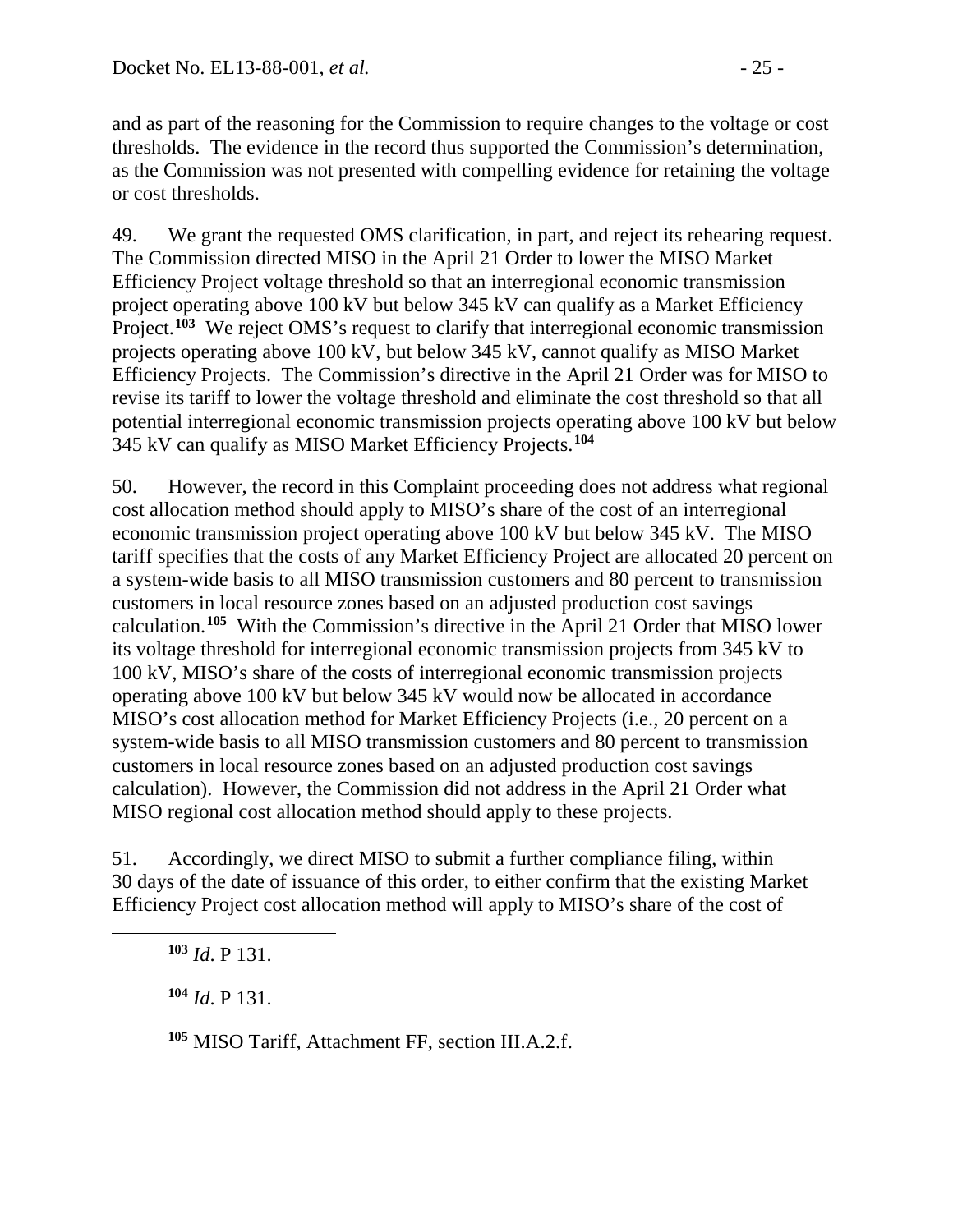and as part of the reasoning for the Commission to require changes to the voltage or cost thresholds. The evidence in the record thus supported the Commission's determination, as the Commission was not presented with compelling evidence for retaining the voltage or cost thresholds.

49. We grant the requested OMS clarification, in part, and reject its rehearing request. The Commission directed MISO in the April 21 Order to lower the MISO Market Efficiency Project voltage threshold so that an interregional economic transmission project operating above 100 kV but below 345 kV can qualify as a Market Efficiency Project.[103] We reject OMS's request to clarify that interregional economic transmission projects operating above 100 kV, but below 345 kV, cannot qualify as MISO Market Efficiency Projects. The Commission's directive in the April 21 Order was for MISO to revise its tariff to lower the voltage threshold and eliminate the cost threshold so that all potential interregional economic transmission projects operating above 100 kV but below 345 kV can qualify as MISO Market Efficiency Projects.[104]

50. However, the record in this Complaint proceeding does not address what regional cost allocation method should apply to MISO's share of the cost of an interregional economic transmission project operating above 100 kV but below 345 kV. The MISO tariff specifies that the costs of any Market Efficiency Project are allocated 20 percent on a system-wide basis to all MISO transmission customers and 80 percent to transmission customers in local resource zones based on an adjusted production cost savings calculation.[105] With the Commission's directive in the April 21 Order that MISO lower its voltage threshold for interregional economic transmission projects from 345 kV to 100 kV, MISO's share of the costs of interregional economic transmission projects operating above 100 kV but below 345 kV would now be allocated in accordance MISO's cost allocation method for Market Efficiency Projects (i.e., 20 percent on a system-wide basis to all MISO transmission customers and 80 percent to transmission customers in local resource zones based on an adjusted production cost savings calculation). However, the Commission did not address in the April 21 Order what MISO regional cost allocation method should apply to these projects.

51. Accordingly, we direct MISO to submit a further compliance filing, within 30 days of the date of issuance of this order, to either confirm that the existing Market Efficiency Project cost allocation method will apply to MISO's share of the cost of

[103] *Id.* P 131.

[104] *Id.* P 131.

[105] MISO Tariff, Attachment FF, section III.A.2.f.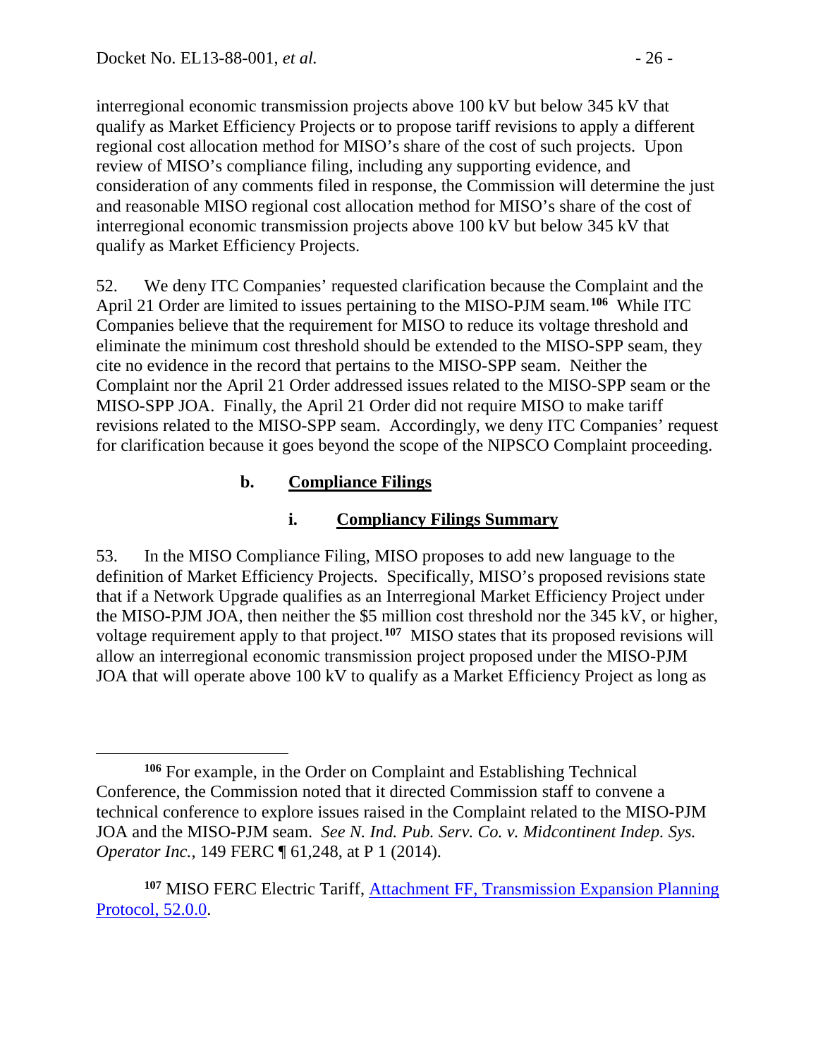interregional economic transmission projects above 100 kV but below 345 kV that qualify as Market Efficiency Projects or to propose tariff revisions to apply a different regional cost allocation method for MISO's share of the cost of such projects. Upon review of MISO's compliance filing, including any supporting evidence, and consideration of any comments filed in response, the Commission will determine the just and reasonable MISO regional cost allocation method for MISO's share of the cost of interregional economic transmission projects above 100 kV but below 345 kV that qualify as Market Efficiency Projects.

52. We deny ITC Companies' requested clarification because the Complaint and the April 21 Order are limited to issues pertaining to the MISO-PJM seam.[106] While ITC Companies believe that the requirement for MISO to reduce its voltage threshold and eliminate the minimum cost threshold should be extended to the MISO-SPP seam, they cite no evidence in the record that pertains to the MISO-SPP seam. Neither the Complaint nor the April 21 Order addressed issues related to the MISO-SPP seam or the MISO-SPP JOA. Finally, the April 21 Order did not require MISO to make tariff revisions related to the MISO-SPP seam. Accordingly, we deny ITC Companies' request for clarification because it goes beyond the scope of the NIPSCO Complaint proceeding.

#### b. Compliance Filings

##### i. Compliancy Filings Summary

53. In the MISO Compliance Filing, MISO proposes to add new language to the definition of Market Efficiency Projects. Specifically, MISO's proposed revisions state that if a Network Upgrade qualifies as an Interregional Market Efficiency Project under the MISO-PJM JOA, then neither the $5 million cost threshold nor the 345 kV, or higher, voltage requirement apply to that project.[107] MISO states that its proposed revisions will allow an interregional economic transmission project proposed under the MISO-PJM JOA that will operate above 100 kV to qualify as a Market Efficiency Project as long as

---

[106] For example, in the Order on Complaint and Establishing Technical Conference, the Commission noted that it directed Commission staff to convene a technical conference to explore issues raised in the Complaint related to the MISO-PJM JOA and the MISO-PJM seam. *See N. Ind. Pub. Serv. Co. v. Midcontinent Indep. Sys. Operator Inc.*, 149 FERC ¶ 61,248, at P 1 (2014).

[107] MISO FERC Electric Tariff, Attachment FF, Transmission Expansion Planning Protocol, 52.0.0.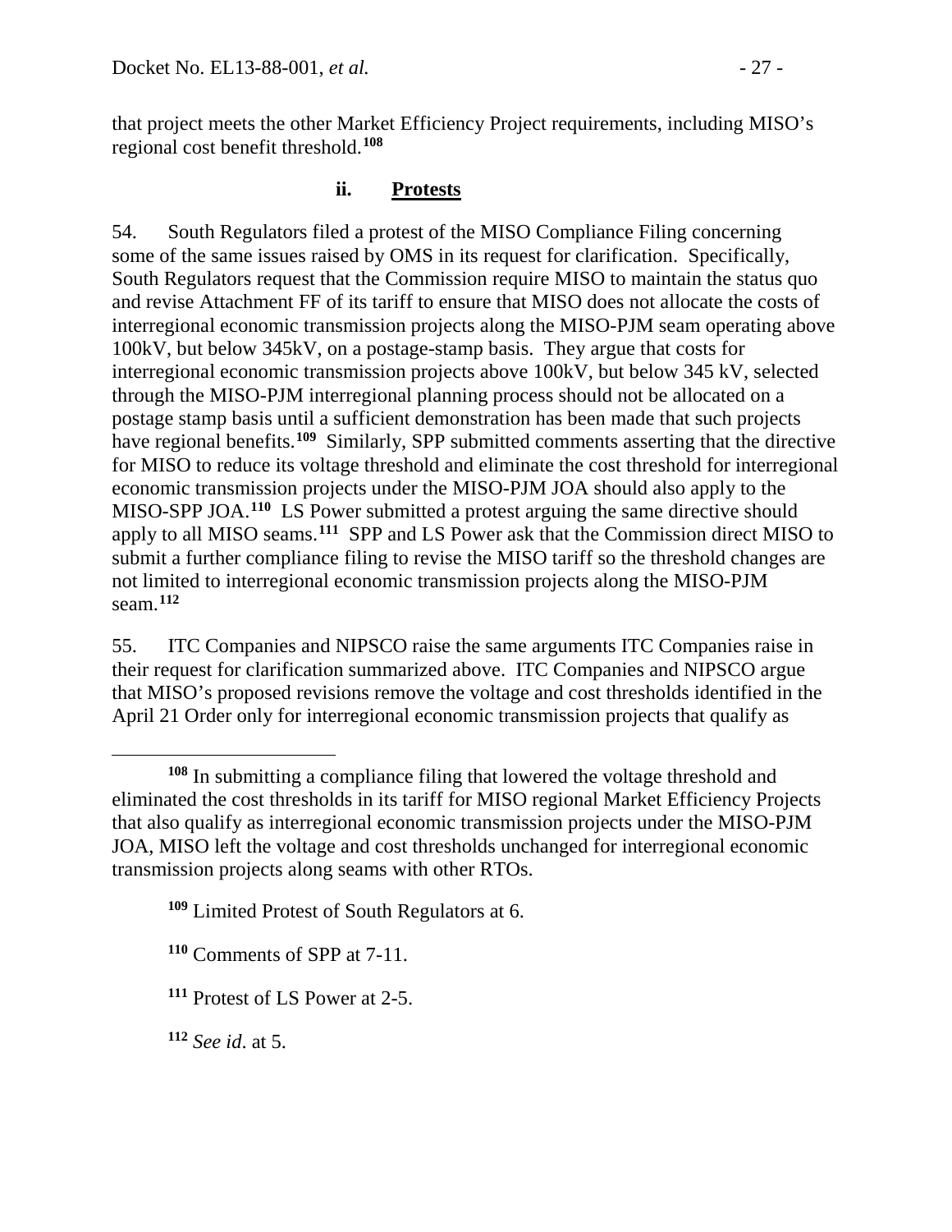that project meets the other Market Efficiency Project requirements, including MISO's regional cost benefit threshold.[108]

#### ii. **Protests**

54. South Regulators filed a protest of the MISO Compliance Filing concerning some of the same issues raised by OMS in its request for clarification. Specifically, South Regulators request that the Commission require MISO to maintain the status quo and revise Attachment FF of its tariff to ensure that MISO does not allocate the costs of interregional economic transmission projects along the MISO-PJM seam operating above 100kV, but below 345kV, on a postage-stamp basis. They argue that costs for interregional economic transmission projects above 100kV, but below 345 kV, selected through the MISO-PJM interregional planning process should not be allocated on a postage stamp basis until a sufficient demonstration has been made that such projects have regional benefits.[109] Similarly, SPP submitted comments asserting that the directive for MISO to reduce its voltage threshold and eliminate the cost threshold for interregional economic transmission projects under the MISO-PJM JOA should also apply to the MISO-SPP JOA.[110] LS Power submitted a protest arguing the same directive should apply to all MISO seams.[111] SPP and LS Power ask that the Commission direct MISO to submit a further compliance filing to revise the MISO tariff so the threshold changes are not limited to interregional economic transmission projects along the MISO-PJM seam.[112]

55. ITC Companies and NIPSCO raise the same arguments ITC Companies raise in their request for clarification summarized above. ITC Companies and NIPSCO argue that MISO's proposed revisions remove the voltage and cost thresholds identified in the April 21 Order only for interregional economic transmission projects that qualify as

---

[108] In submitting a compliance filing that lowered the voltage threshold and eliminated the cost thresholds in its tariff for MISO regional Market Efficiency Projects that also qualify as interregional economic transmission projects under the MISO-PJM JOA, MISO left the voltage and cost thresholds unchanged for interregional economic transmission projects along seams with other RTOs.

[109] Limited Protest of South Regulators at 6.

[110] Comments of SPP at 7-11.

[111] Protest of LS Power at 2-5.

[112] *See id*. at 5.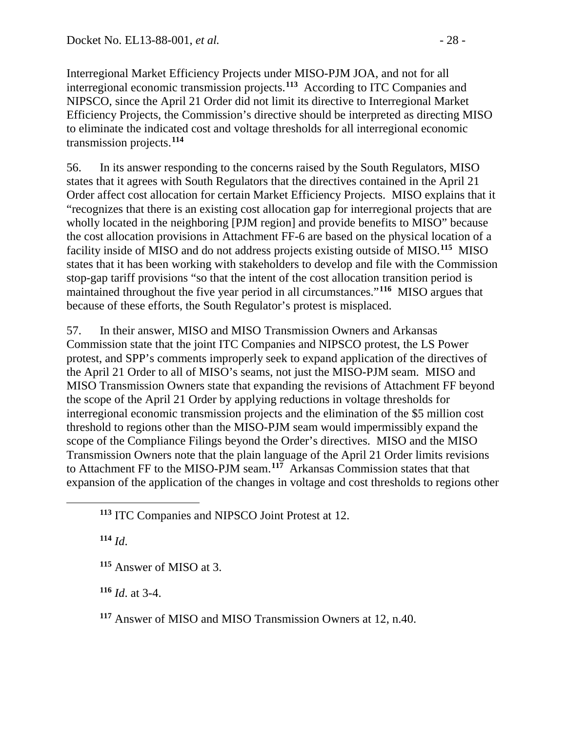Interregional Market Efficiency Projects under MISO-PJM JOA, and not for all interregional economic transmission projects.[113] According to ITC Companies and NIPSCO, since the April 21 Order did not limit its directive to Interregional Market Efficiency Projects, the Commission's directive should be interpreted as directing MISO to eliminate the indicated cost and voltage thresholds for all interregional economic transmission projects.[114]

56. In its answer responding to the concerns raised by the South Regulators, MISO states that it agrees with South Regulators that the directives contained in the April 21 Order affect cost allocation for certain Market Efficiency Projects. MISO explains that it "recognizes that there is an existing cost allocation gap for interregional projects that are wholly located in the neighboring [PJM region] and provide benefits to MISO" because the cost allocation provisions in Attachment FF-6 are based on the physical location of a facility inside of MISO and do not address projects existing outside of MISO.[115] MISO states that it has been working with stakeholders to develop and file with the Commission stop-gap tariff provisions "so that the intent of the cost allocation transition period is maintained throughout the five year period in all circumstances."[116] MISO argues that because of these efforts, the South Regulator's protest is misplaced.

57. In their answer, MISO and MISO Transmission Owners and Arkansas Commission state that the joint ITC Companies and NIPSCO protest, the LS Power protest, and SPP's comments improperly seek to expand application of the directives of the April 21 Order to all of MISO's seams, not just the MISO-PJM seam. MISO and MISO Transmission Owners state that expanding the revisions of Attachment FF beyond the scope of the April 21 Order by applying reductions in voltage thresholds for interregional economic transmission projects and the elimination of the $5 million cost threshold to regions other than the MISO-PJM seam would impermissibly expand the scope of the Compliance Filings beyond the Order's directives. MISO and the MISO Transmission Owners note that the plain language of the April 21 Order limits revisions to Attachment FF to the MISO-PJM seam.[117] Arkansas Commission states that that expansion of the application of the changes in voltage and cost thresholds to regions other

---

[113] ITC Companies and NIPSCO Joint Protest at 12.

[114] *Id*.

[115] Answer of MISO at 3.

[116] *Id*. at 3-4.

[117] Answer of MISO and MISO Transmission Owners at 12, n.40.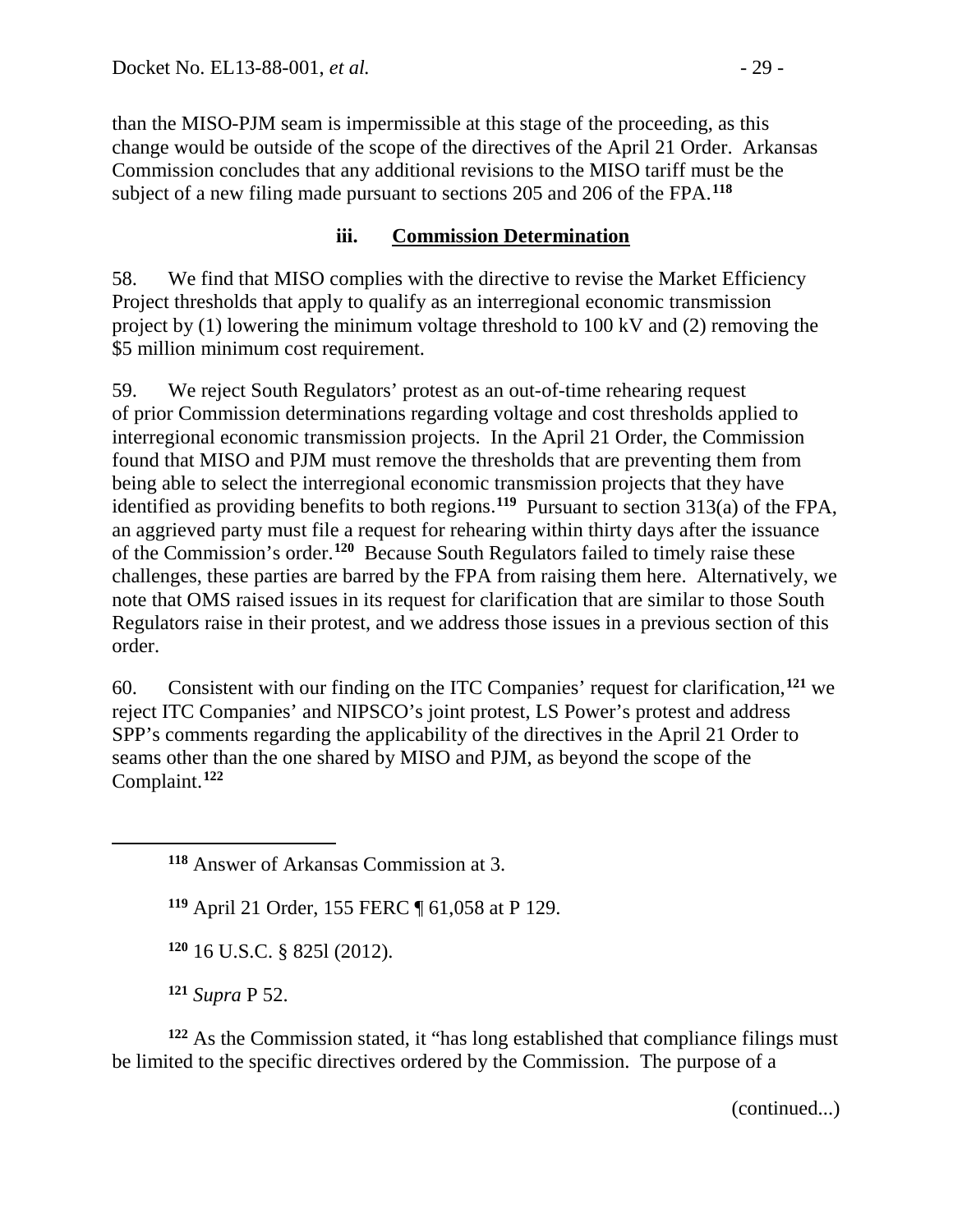than the MISO-PJM seam is impermissible at this stage of the proceeding, as this change would be outside of the scope of the directives of the April 21 Order. Arkansas Commission concludes that any additional revisions to the MISO tariff must be the subject of a new filing made pursuant to sections 205 and 206 of the FPA.[118]

### iii. Commission Determination

58. We find that MISO complies with the directive to revise the Market Efficiency Project thresholds that apply to qualify as an interregional economic transmission project by (1) lowering the minimum voltage threshold to 100 kV and (2) removing the $5 million minimum cost requirement.

59. We reject South Regulators' protest as an out-of-time rehearing request of prior Commission determinations regarding voltage and cost thresholds applied to interregional economic transmission projects. In the April 21 Order, the Commission found that MISO and PJM must remove the thresholds that are preventing them from being able to select the interregional economic transmission projects that they have identified as providing benefits to both regions.[119] Pursuant to section 313(a) of the FPA, an aggrieved party must file a request for rehearing within thirty days after the issuance of the Commission's order.[120] Because South Regulators failed to timely raise these challenges, these parties are barred by the FPA from raising them here. Alternatively, we note that OMS raised issues in its request for clarification that are similar to those South Regulators raise in their protest, and we address those issues in a previous section of this order.

60. Consistent with our finding on the ITC Companies' request for clarification,[121] we reject ITC Companies' and NIPSCO's joint protest, LS Power's protest and address SPP's comments regarding the applicability of the directives in the April 21 Order to seams other than the one shared by MISO and PJM, as beyond the scope of the Complaint.[122]

---

[118] Answer of Arkansas Commission at 3.

[119] April 21 Order, 155 FERC ¶ 61,058 at P 129.

[120] 16 U.S.C. § 825l (2012).

[121] *Supra* P 52.

[122] As the Commission stated, it "has long established that compliance filings must be limited to the specific directives ordered by the Commission. The purpose of a

(continued...)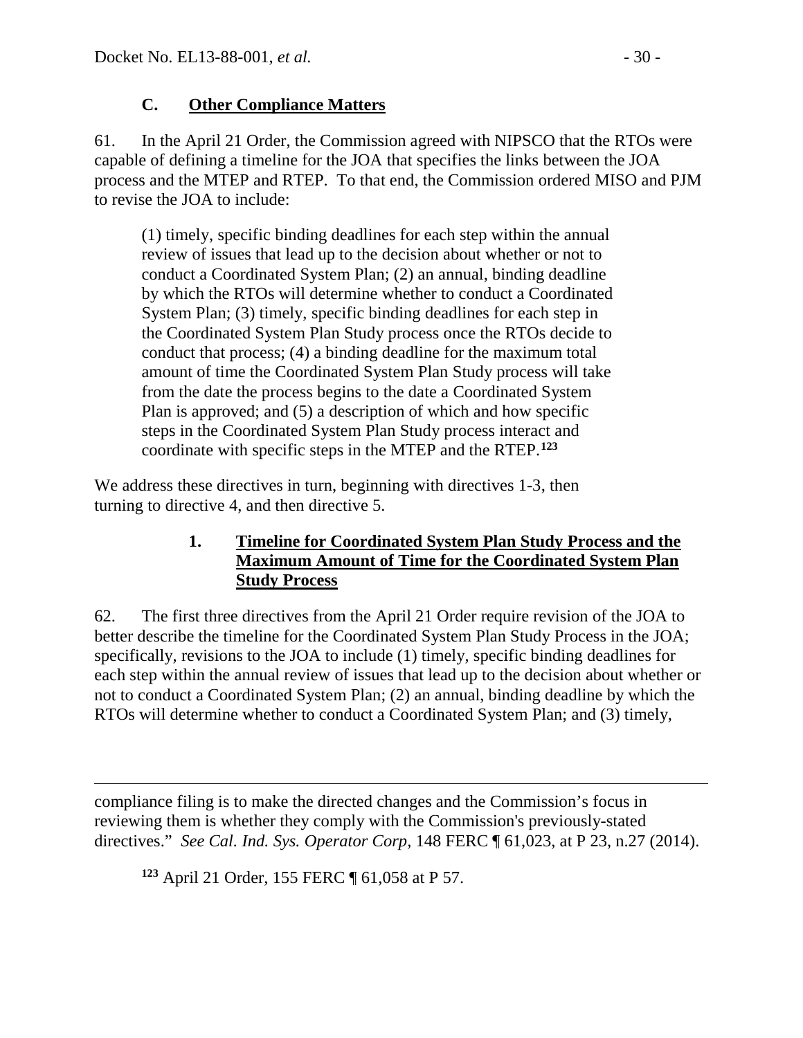### C. Other Compliance Matters

61. In the April 21 Order, the Commission agreed with NIPSCO that the RTOs were capable of defining a timeline for the JOA that specifies the links between the JOA process and the MTEP and RTEP. To that end, the Commission ordered MISO and PJM to revise the JOA to include:

> (1) timely, specific binding deadlines for each step within the annual review of issues that lead up to the decision about whether or not to conduct a Coordinated System Plan; (2) an annual, binding deadline by which the RTOs will determine whether to conduct a Coordinated System Plan; (3) timely, specific binding deadlines for each step in the Coordinated System Plan Study process once the RTOs decide to conduct that process; (4) a binding deadline for the maximum total amount of time the Coordinated System Plan Study process will take from the date the process begins to the date a Coordinated System Plan is approved; and (5) a description of which and how specific steps in the Coordinated System Plan Study process interact and coordinate with specific steps in the MTEP and the RTEP.[123]

We address these directives in turn, beginning with directives 1-3, then turning to directive 4, and then directive 5.

#### 1. Timeline for Coordinated System Plan Study Process and the Maximum Amount of Time for the Coordinated System Plan Study Process

62. The first three directives from the April 21 Order require revision of the JOA to better describe the timeline for the Coordinated System Plan Study Process in the JOA; specifically, revisions to the JOA to include (1) timely, specific binding deadlines for each step within the annual review of issues that lead up to the decision about whether or not to conduct a Coordinated System Plan; (2) an annual, binding deadline by which the RTOs will determine whether to conduct a Coordinated System Plan; and (3) timely,

---

compliance filing is to make the directed changes and the Commission's focus in reviewing them is whether they comply with the Commission's previously-stated directives." *See Cal. Ind. Sys. Operator Corp*, 148 FERC ¶ 61,023, at P 23, n.27 (2014).

[123] April 21 Order, 155 FERC ¶ 61,058 at P 57.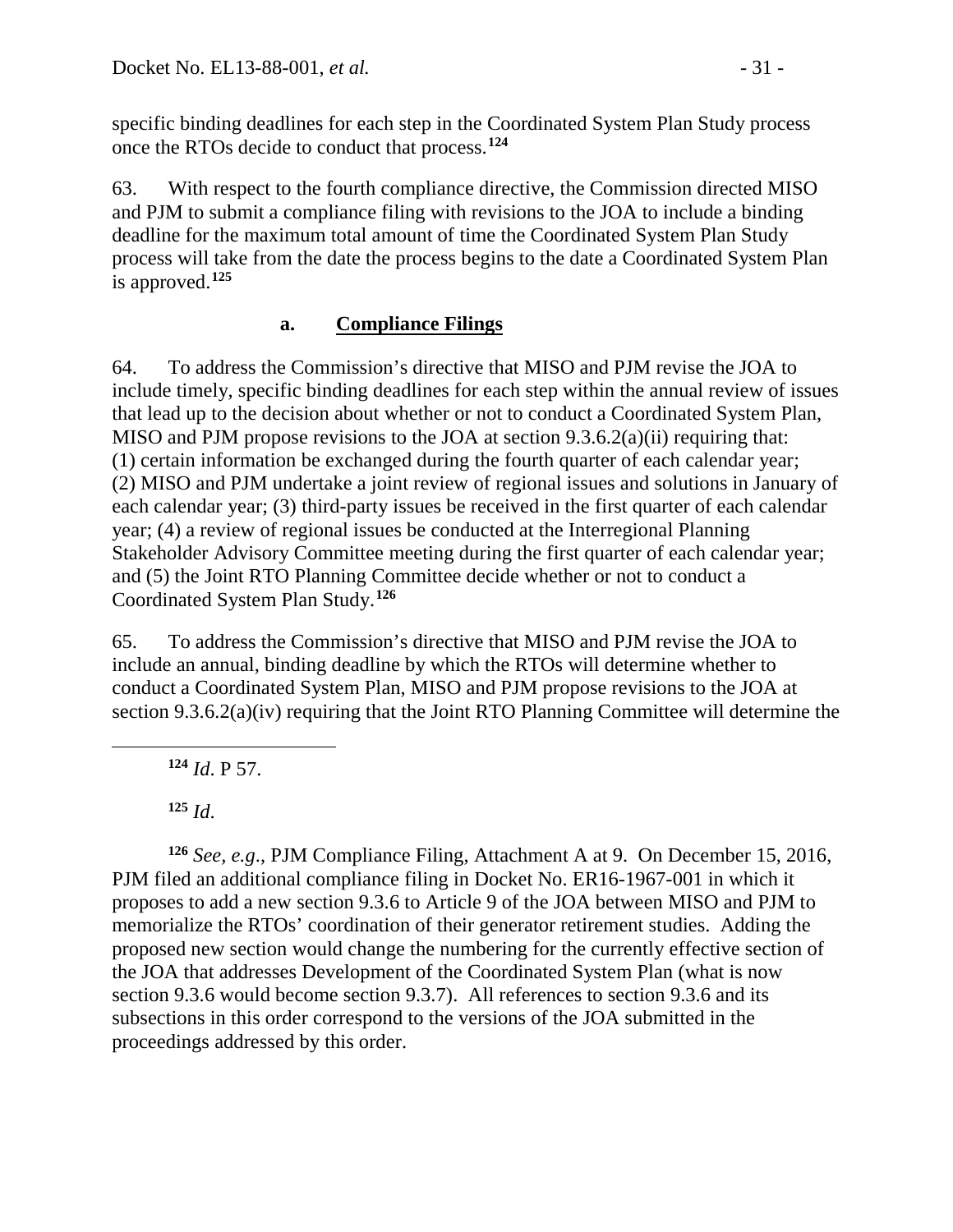specific binding deadlines for each step in the Coordinated System Plan Study process once the RTOs decide to conduct that process.[124]

63. With respect to the fourth compliance directive, the Commission directed MISO and PJM to submit a compliance filing with revisions to the JOA to include a binding deadline for the maximum total amount of time the Coordinated System Plan Study process will take from the date the process begins to the date a Coordinated System Plan is approved.[125]

### a. Compliance Filings

64. To address the Commission's directive that MISO and PJM revise the JOA to include timely, specific binding deadlines for each step within the annual review of issues that lead up to the decision about whether or not to conduct a Coordinated System Plan, MISO and PJM propose revisions to the JOA at section 9.3.6.2(a)(ii) requiring that: (1) certain information be exchanged during the fourth quarter of each calendar year; (2) MISO and PJM undertake a joint review of regional issues and solutions in January of each calendar year; (3) third-party issues be received in the first quarter of each calendar year; (4) a review of regional issues be conducted at the Interregional Planning Stakeholder Advisory Committee meeting during the first quarter of each calendar year; and (5) the Joint RTO Planning Committee decide whether or not to conduct a Coordinated System Plan Study.[126]

65. To address the Commission's directive that MISO and PJM revise the JOA to include an annual, binding deadline by which the RTOs will determine whether to conduct a Coordinated System Plan, MISO and PJM propose revisions to the JOA at section 9.3.6.2(a)(iv) requiring that the Joint RTO Planning Committee will determine the

[124] *Id*. P 57.

[125] *Id*.

[126] *See, e.g.*, PJM Compliance Filing, Attachment A at 9. On December 15, 2016, PJM filed an additional compliance filing in Docket No. ER16-1967-001 in which it proposes to add a new section 9.3.6 to Article 9 of the JOA between MISO and PJM to memorialize the RTOs' coordination of their generator retirement studies. Adding the proposed new section would change the numbering for the currently effective section of the JOA that addresses Development of the Coordinated System Plan (what is now section 9.3.6 would become section 9.3.7). All references to section 9.3.6 and its subsections in this order correspond to the versions of the JOA submitted in the proceedings addressed by this order.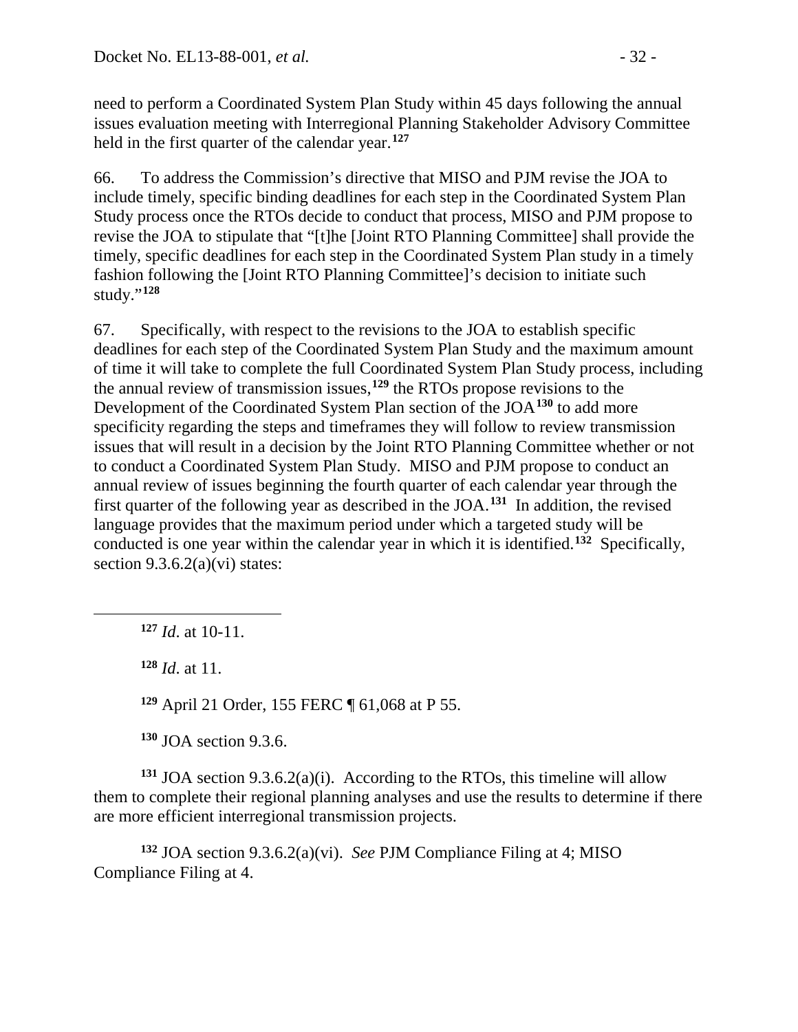need to perform a Coordinated System Plan Study within 45 days following the annual issues evaluation meeting with Interregional Planning Stakeholder Advisory Committee held in the first quarter of the calendar year.[127]

66. To address the Commission's directive that MISO and PJM revise the JOA to include timely, specific binding deadlines for each step in the Coordinated System Plan Study process once the RTOs decide to conduct that process, MISO and PJM propose to revise the JOA to stipulate that "[t]he [Joint RTO Planning Committee] shall provide the timely, specific deadlines for each step in the Coordinated System Plan study in a timely fashion following the [Joint RTO Planning Committee]'s decision to initiate such study."[128]

67. Specifically, with respect to the revisions to the JOA to establish specific deadlines for each step of the Coordinated System Plan Study and the maximum amount of time it will take to complete the full Coordinated System Plan Study process, including the annual review of transmission issues,[129] the RTOs propose revisions to the Development of the Coordinated System Plan section of the JOA[130] to add more specificity regarding the steps and timeframes they will follow to review transmission issues that will result in a decision by the Joint RTO Planning Committee whether or not to conduct a Coordinated System Plan Study. MISO and PJM propose to conduct an annual review of issues beginning the fourth quarter of each calendar year through the first quarter of the following year as described in the JOA.[131] In addition, the revised language provides that the maximum period under which a targeted study will be conducted is one year within the calendar year in which it is identified.[132] Specifically, section 9.3.6.2(a)(vi) states:

---

[127] *Id*. at 10-11.

[128] *Id*. at 11.

[129] April 21 Order, 155 FERC ¶ 61,068 at P 55.

[130] JOA section 9.3.6.

[131] JOA section 9.3.6.2(a)(i). According to the RTOs, this timeline will allow them to complete their regional planning analyses and use the results to determine if there are more efficient interregional transmission projects.

[132] JOA section 9.3.6.2(a)(vi). *See* PJM Compliance Filing at 4; MISO Compliance Filing at 4.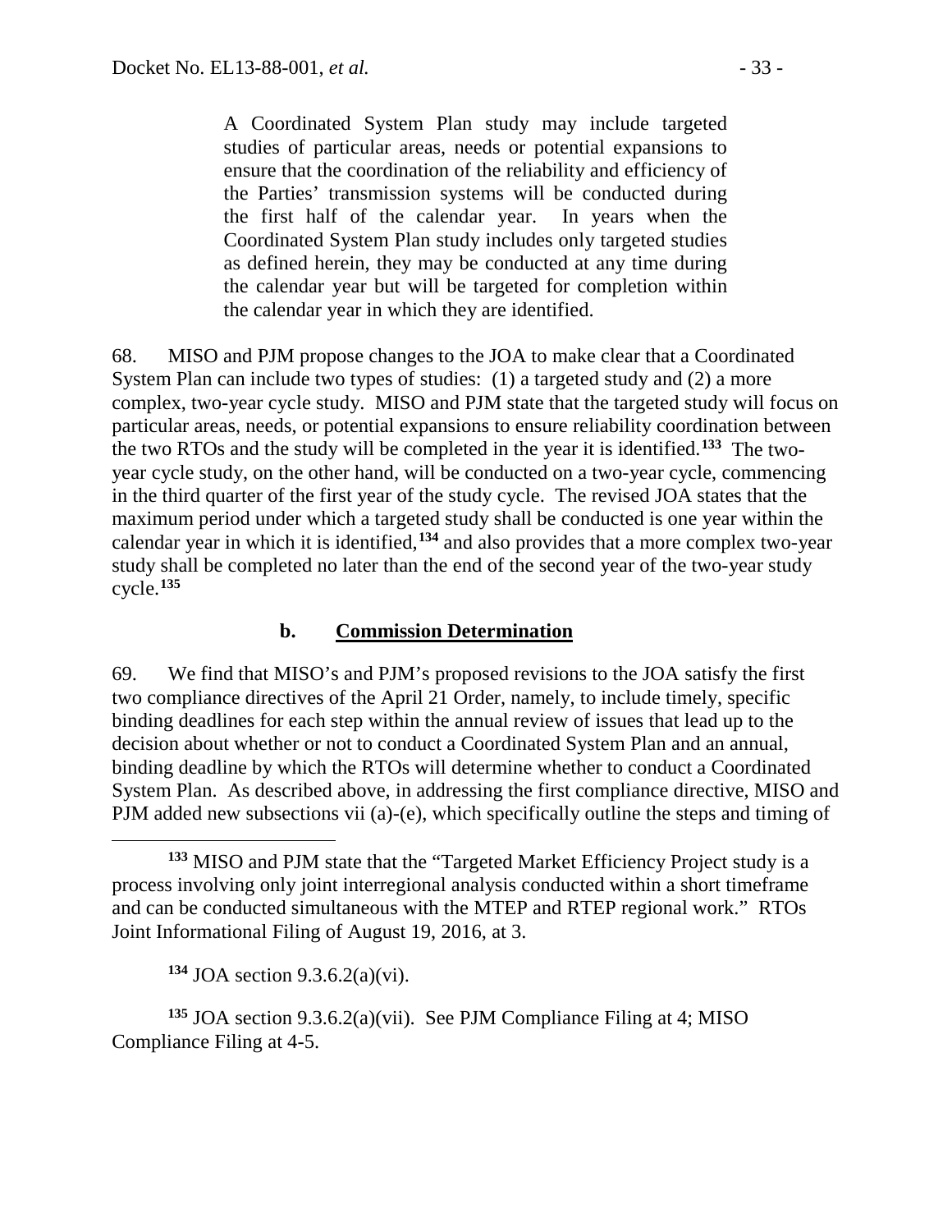> A Coordinated System Plan study may include targeted studies of particular areas, needs or potential expansions to ensure that the coordination of the reliability and efficiency of the Parties' transmission systems will be conducted during the first half of the calendar year. In years when the Coordinated System Plan study includes only targeted studies as defined herein, they may be conducted at any time during the calendar year but will be targeted for completion within the calendar year in which they are identified.

68. MISO and PJM propose changes to the JOA to make clear that a Coordinated System Plan can include two types of studies: (1) a targeted study and (2) a more complex, two-year cycle study. MISO and PJM state that the targeted study will focus on particular areas, needs, or potential expansions to ensure reliability coordination between the two RTOs and the study will be completed in the year it is identified.[133] The two-year cycle study, on the other hand, will be conducted on a two-year cycle, commencing in the third quarter of the first year of the study cycle. The revised JOA states that the maximum period under which a targeted study shall be conducted is one year within the calendar year in which it is identified,[134] and also provides that a more complex two-year study shall be completed no later than the end of the second year of the two-year study cycle.[135]

### b. Commission Determination

69. We find that MISO's and PJM's proposed revisions to the JOA satisfy the first two compliance directives of the April 21 Order, namely, to include timely, specific binding deadlines for each step within the annual review of issues that lead up to the decision about whether or not to conduct a Coordinated System Plan and an annual, binding deadline by which the RTOs will determine whether to conduct a Coordinated System Plan. As described above, in addressing the first compliance directive, MISO and PJM added new subsections vii (a)-(e), which specifically outline the steps and timing of

---

[133] MISO and PJM state that the "Targeted Market Efficiency Project study is a process involving only joint interregional analysis conducted within a short timeframe and can be conducted simultaneous with the MTEP and RTEP regional work." RTOs Joint Informational Filing of August 19, 2016, at 3.

[134] JOA section 9.3.6.2(a)(vi).

[135] JOA section 9.3.6.2(a)(vii). See PJM Compliance Filing at 4; MISO Compliance Filing at 4-5.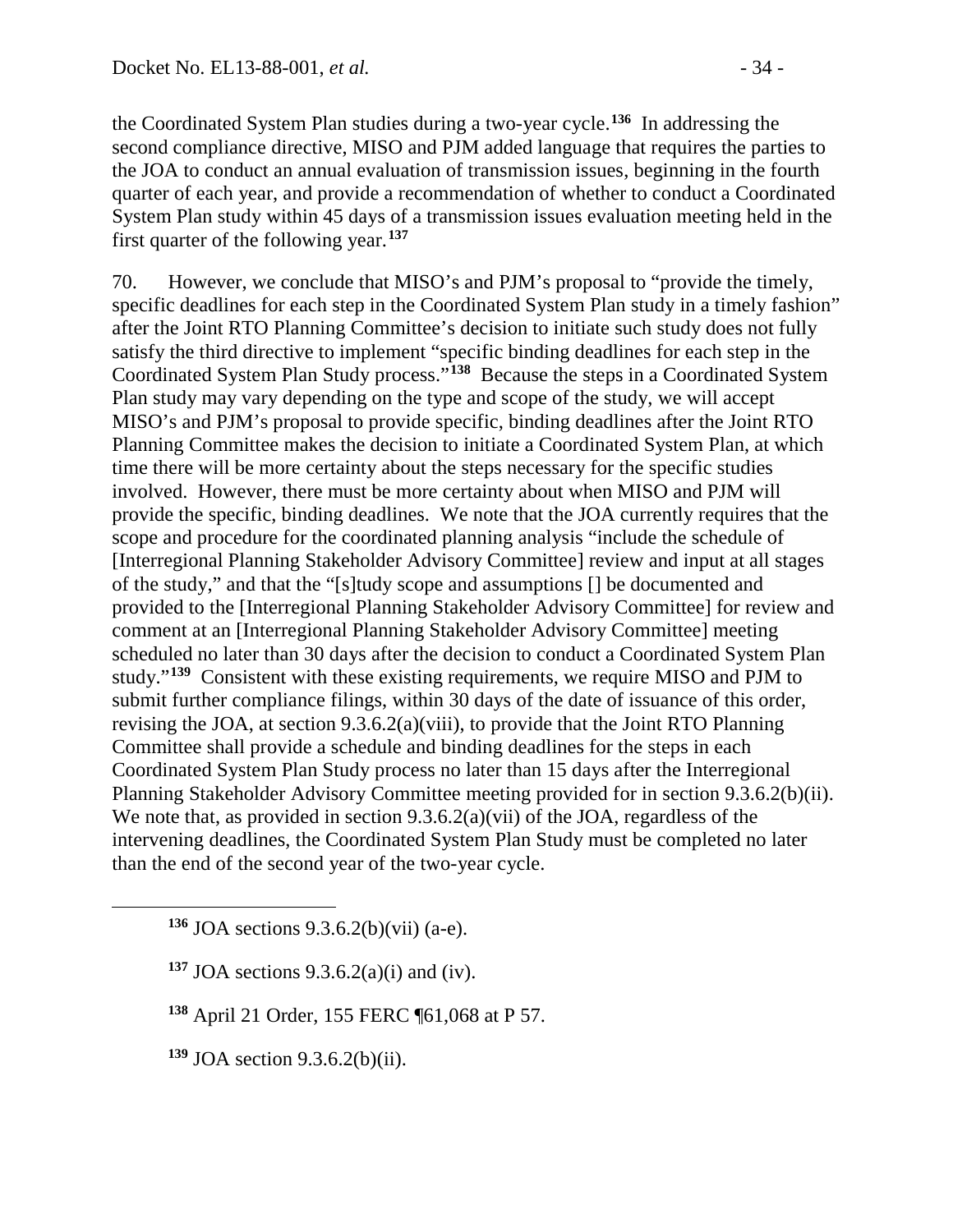the Coordinated System Plan studies during a two-year cycle.[136] In addressing the second compliance directive, MISO and PJM added language that requires the parties to the JOA to conduct an annual evaluation of transmission issues, beginning in the fourth quarter of each year, and provide a recommendation of whether to conduct a Coordinated System Plan study within 45 days of a transmission issues evaluation meeting held in the first quarter of the following year.[137]

70. However, we conclude that MISO's and PJM's proposal to "provide the timely, specific deadlines for each step in the Coordinated System Plan study in a timely fashion" after the Joint RTO Planning Committee's decision to initiate such study does not fully satisfy the third directive to implement "specific binding deadlines for each step in the Coordinated System Plan Study process."[138] Because the steps in a Coordinated System Plan study may vary depending on the type and scope of the study, we will accept MISO's and PJM's proposal to provide specific, binding deadlines after the Joint RTO Planning Committee makes the decision to initiate a Coordinated System Plan, at which time there will be more certainty about the steps necessary for the specific studies involved. However, there must be more certainty about when MISO and PJM will provide the specific, binding deadlines. We note that the JOA currently requires that the scope and procedure for the coordinated planning analysis "include the schedule of [Interregional Planning Stakeholder Advisory Committee] review and input at all stages of the study," and that the "[s]tudy scope and assumptions [] be documented and provided to the [Interregional Planning Stakeholder Advisory Committee] for review and comment at an [Interregional Planning Stakeholder Advisory Committee] meeting scheduled no later than 30 days after the decision to conduct a Coordinated System Plan study."[139] Consistent with these existing requirements, we require MISO and PJM to submit further compliance filings, within 30 days of the date of issuance of this order, revising the JOA, at section 9.3.6.2(a)(viii), to provide that the Joint RTO Planning Committee shall provide a schedule and binding deadlines for the steps in each Coordinated System Plan Study process no later than 15 days after the Interregional Planning Stakeholder Advisory Committee meeting provided for in section 9.3.6.2(b)(ii). We note that, as provided in section 9.3.6.2(a)(vii) of the JOA, regardless of the intervening deadlines, the Coordinated System Plan Study must be completed no later than the end of the second year of the two-year cycle.

---

[136] JOA sections 9.3.6.2(b)(vii) (a-e).

[137] JOA sections 9.3.6.2(a)(i) and (iv).

[138] April 21 Order, 155 FERC ¶61,068 at P 57.

[139] JOA section 9.3.6.2(b)(ii).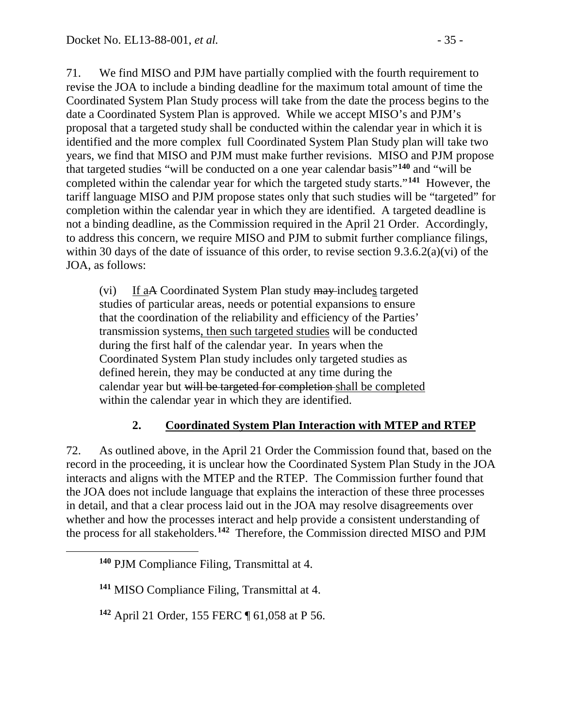71. We find MISO and PJM have partially complied with the fourth requirement to revise the JOA to include a binding deadline for the maximum total amount of time the Coordinated System Plan Study process will take from the date the process begins to the date a Coordinated System Plan is approved. While we accept MISO's and PJM's proposal that a targeted study shall be conducted within the calendar year in which it is identified and the more complex full Coordinated System Plan Study plan will take two years, we find that MISO and PJM must make further revisions. MISO and PJM propose that targeted studies "will be conducted on a one year calendar basis"[140] and "will be completed within the calendar year for which the targeted study starts."[141] However, the tariff language MISO and PJM propose states only that such studies will be "targeted" for completion within the calendar year in which they are identified. A targeted deadline is not a binding deadline, as the Commission required in the April 21 Order. Accordingly, to address this concern, we require MISO and PJM to submit further compliance filings, within 30 days of the date of issuance of this order, to revise section 9.3.6.2(a)(vi) of the JOA, as follows:

> (vi) <u>If a</u>~~A~~ Coordinated System Plan study ~~may~~ include<u>s</u> targeted studies of particular areas, needs or potential expansions to ensure that the coordination of the reliability and efficiency of the Parties' transmission systems<u>, then such targeted studies</u> will be conducted during the first half of the calendar year. In years when the Coordinated System Plan study includes only targeted studies as defined herein, they may be conducted at any time during the calendar year but ~~will be targeted for completion~~ <u>shall be completed</u> within the calendar year in which they are identified.

## 2. Coordinated System Plan Interaction with MTEP and RTEP

72. As outlined above, in the April 21 Order the Commission found that, based on the record in the proceeding, it is unclear how the Coordinated System Plan Study in the JOA interacts and aligns with the MTEP and the RTEP. The Commission further found that the JOA does not include language that explains the interaction of these three processes in detail, and that a clear process laid out in the JOA may resolve disagreements over whether and how the processes interact and help provide a consistent understanding of the process for all stakeholders.[142] Therefore, the Commission directed MISO and PJM

---

[140] PJM Compliance Filing, Transmittal at 4.

[141] MISO Compliance Filing, Transmittal at 4.

[142] April 21 Order, 155 FERC ¶ 61,058 at P 56.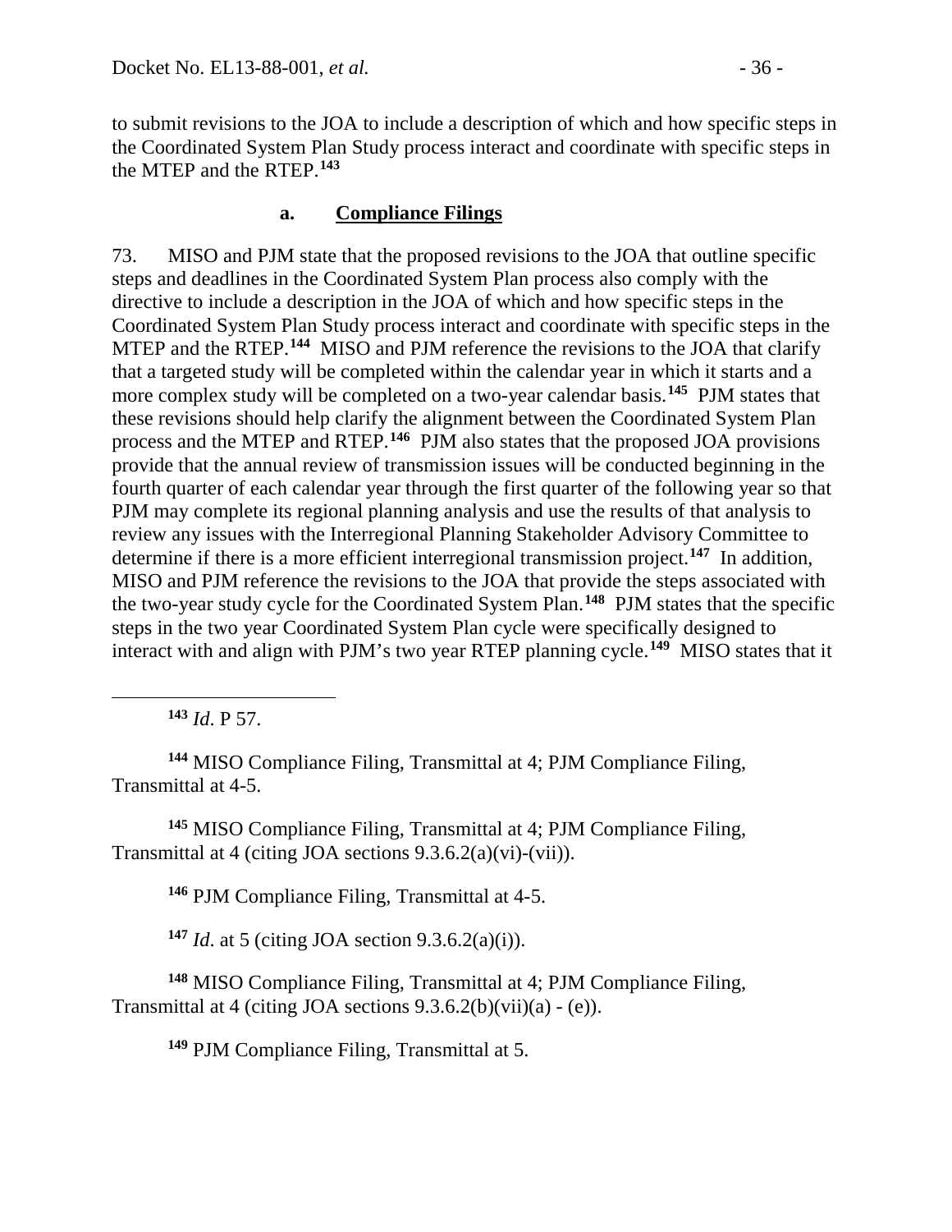to submit revisions to the JOA to include a description of which and how specific steps in the Coordinated System Plan Study process interact and coordinate with specific steps in the MTEP and the RTEP.[143]

### a. Compliance Filings

73. MISO and PJM state that the proposed revisions to the JOA that outline specific steps and deadlines in the Coordinated System Plan process also comply with the directive to include a description in the JOA of which and how specific steps in the Coordinated System Plan Study process interact and coordinate with specific steps in the MTEP and the RTEP.[144] MISO and PJM reference the revisions to the JOA that clarify that a targeted study will be completed within the calendar year in which it starts and a more complex study will be completed on a two-year calendar basis.[145] PJM states that these revisions should help clarify the alignment between the Coordinated System Plan process and the MTEP and RTEP.[146] PJM also states that the proposed JOA provisions provide that the annual review of transmission issues will be conducted beginning in the fourth quarter of each calendar year through the first quarter of the following year so that PJM may complete its regional planning analysis and use the results of that analysis to review any issues with the Interregional Planning Stakeholder Advisory Committee to determine if there is a more efficient interregional transmission project.[147] In addition, MISO and PJM reference the revisions to the JOA that provide the steps associated with the two-year study cycle for the Coordinated System Plan.[148] PJM states that the specific steps in the two year Coordinated System Plan cycle were specifically designed to interact with and align with PJM's two year RTEP planning cycle.[149] MISO states that it

---

[143] *Id*. P 57.

[144] MISO Compliance Filing, Transmittal at 4; PJM Compliance Filing, Transmittal at 4-5.

[145] MISO Compliance Filing, Transmittal at 4; PJM Compliance Filing, Transmittal at 4 (citing JOA sections 9.3.6.2(a)(vi)-(vii)).

[146] PJM Compliance Filing, Transmittal at 4-5.

[147] *Id*. at 5 (citing JOA section 9.3.6.2(a)(i)).

[148] MISO Compliance Filing, Transmittal at 4; PJM Compliance Filing, Transmittal at 4 (citing JOA sections 9.3.6.2(b)(vii)(a) - (e)).

[149] PJM Compliance Filing, Transmittal at 5.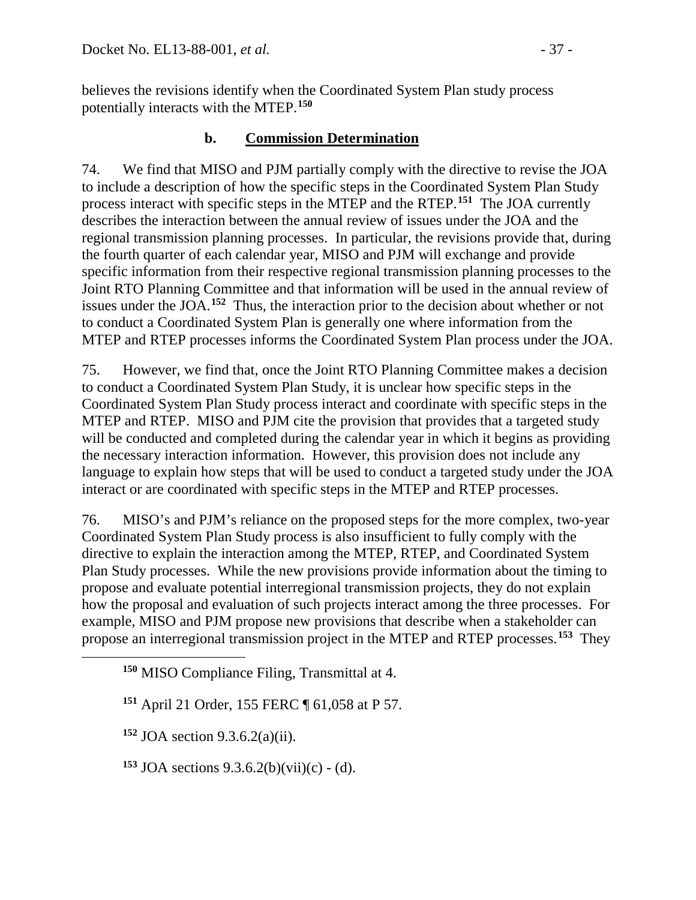believes the revisions identify when the Coordinated System Plan study process potentially interacts with the MTEP.[150]

### b. Commission Determination

74. We find that MISO and PJM partially comply with the directive to revise the JOA to include a description of how the specific steps in the Coordinated System Plan Study process interact with specific steps in the MTEP and the RTEP.[151] The JOA currently describes the interaction between the annual review of issues under the JOA and the regional transmission planning processes. In particular, the revisions provide that, during the fourth quarter of each calendar year, MISO and PJM will exchange and provide specific information from their respective regional transmission planning processes to the Joint RTO Planning Committee and that information will be used in the annual review of issues under the JOA.[152] Thus, the interaction prior to the decision about whether or not to conduct a Coordinated System Plan is generally one where information from the MTEP and RTEP processes informs the Coordinated System Plan process under the JOA.

75. However, we find that, once the Joint RTO Planning Committee makes a decision to conduct a Coordinated System Plan Study, it is unclear how specific steps in the Coordinated System Plan Study process interact and coordinate with specific steps in the MTEP and RTEP. MISO and PJM cite the provision that provides that a targeted study will be conducted and completed during the calendar year in which it begins as providing the necessary interaction information. However, this provision does not include any language to explain how steps that will be used to conduct a targeted study under the JOA interact or are coordinated with specific steps in the MTEP and RTEP processes.

76. MISO's and PJM's reliance on the proposed steps for the more complex, two-year Coordinated System Plan Study process is also insufficient to fully comply with the directive to explain the interaction among the MTEP, RTEP, and Coordinated System Plan Study processes. While the new provisions provide information about the timing to propose and evaluate potential interregional transmission projects, they do not explain how the proposal and evaluation of such projects interact among the three processes. For example, MISO and PJM propose new provisions that describe when a stakeholder can propose an interregional transmission project in the MTEP and RTEP processes.[153] They

[150] MISO Compliance Filing, Transmittal at 4.

[151] April 21 Order, 155 FERC ¶ 61,058 at P 57.

[152] JOA section 9.3.6.2(a)(ii).

[153] JOA sections 9.3.6.2(b)(vii)(c) - (d).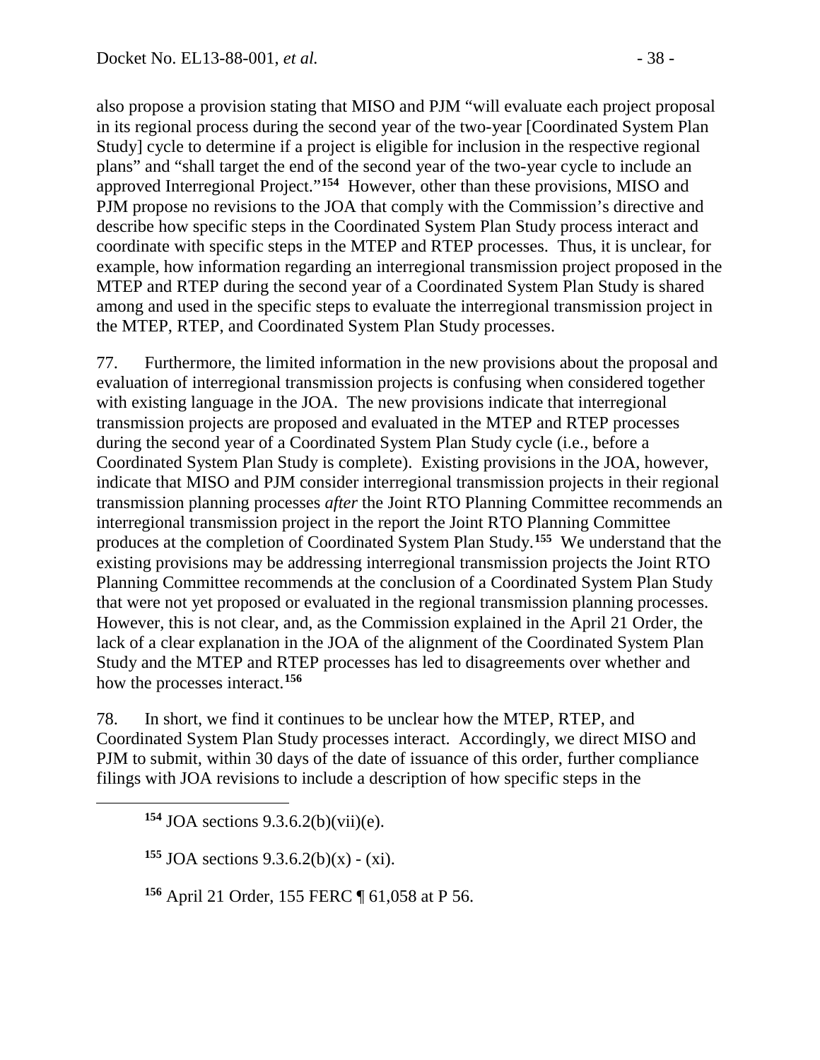also propose a provision stating that MISO and PJM "will evaluate each project proposal in its regional process during the second year of the two-year [Coordinated System Plan Study] cycle to determine if a project is eligible for inclusion in the respective regional plans" and "shall target the end of the second year of the two-year cycle to include an approved Interregional Project."[154] However, other than these provisions, MISO and PJM propose no revisions to the JOA that comply with the Commission's directive and describe how specific steps in the Coordinated System Plan Study process interact and coordinate with specific steps in the MTEP and RTEP processes. Thus, it is unclear, for example, how information regarding an interregional transmission project proposed in the MTEP and RTEP during the second year of a Coordinated System Plan Study is shared among and used in the specific steps to evaluate the interregional transmission project in the MTEP, RTEP, and Coordinated System Plan Study processes.

77. Furthermore, the limited information in the new provisions about the proposal and evaluation of interregional transmission projects is confusing when considered together with existing language in the JOA. The new provisions indicate that interregional transmission projects are proposed and evaluated in the MTEP and RTEP processes during the second year of a Coordinated System Plan Study cycle (i.e., before a Coordinated System Plan Study is complete). Existing provisions in the JOA, however, indicate that MISO and PJM consider interregional transmission projects in their regional transmission planning processes *after* the Joint RTO Planning Committee recommends an interregional transmission project in the report the Joint RTO Planning Committee produces at the completion of Coordinated System Plan Study.[155] We understand that the existing provisions may be addressing interregional transmission projects the Joint RTO Planning Committee recommends at the conclusion of a Coordinated System Plan Study that were not yet proposed or evaluated in the regional transmission planning processes. However, this is not clear, and, as the Commission explained in the April 21 Order, the lack of a clear explanation in the JOA of the alignment of the Coordinated System Plan Study and the MTEP and RTEP processes has led to disagreements over whether and how the processes interact.[156]

78. In short, we find it continues to be unclear how the MTEP, RTEP, and Coordinated System Plan Study processes interact. Accordingly, we direct MISO and PJM to submit, within 30 days of the date of issuance of this order, further compliance filings with JOA revisions to include a description of how specific steps in the

[154] JOA sections 9.3.6.2(b)(vii)(e).

[155] JOA sections 9.3.6.2(b)(x) - (xi).

[156] April 21 Order, 155 FERC ¶ 61,058 at P 56.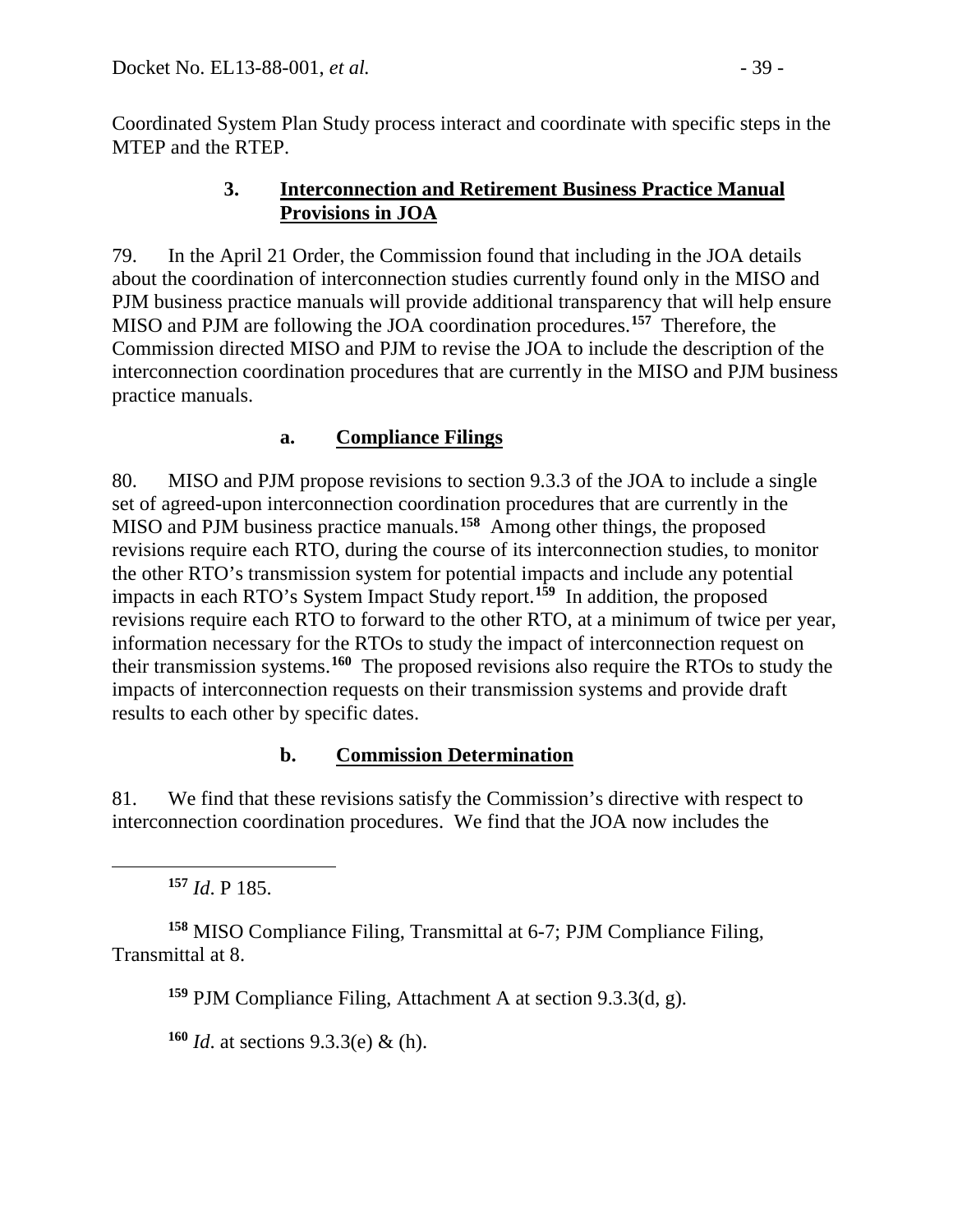Coordinated System Plan Study process interact and coordinate with specific steps in the MTEP and the RTEP.

### 3. Interconnection and Retirement Business Practice Manual Provisions in JOA

79. In the April 21 Order, the Commission found that including in the JOA details about the coordination of interconnection studies currently found only in the MISO and PJM business practice manuals will provide additional transparency that will help ensure MISO and PJM are following the JOA coordination procedures.[157] Therefore, the Commission directed MISO and PJM to revise the JOA to include the description of the interconnection coordination procedures that are currently in the MISO and PJM business practice manuals.

#### a. Compliance Filings

80. MISO and PJM propose revisions to section 9.3.3 of the JOA to include a single set of agreed-upon interconnection coordination procedures that are currently in the MISO and PJM business practice manuals.[158] Among other things, the proposed revisions require each RTO, during the course of its interconnection studies, to monitor the other RTO's transmission system for potential impacts and include any potential impacts in each RTO's System Impact Study report.[159] In addition, the proposed revisions require each RTO to forward to the other RTO, at a minimum of twice per year, information necessary for the RTOs to study the impact of interconnection request on their transmission systems.[160] The proposed revisions also require the RTOs to study the impacts of interconnection requests on their transmission systems and provide draft results to each other by specific dates.

#### b. Commission Determination

81. We find that these revisions satisfy the Commission's directive with respect to interconnection coordination procedures. We find that the JOA now includes the

---

[157] *Id*. P 185.

[158] MISO Compliance Filing, Transmittal at 6-7; PJM Compliance Filing, Transmittal at 8.

[159] PJM Compliance Filing, Attachment A at section 9.3.3(d, g).

[160] *Id*. at sections 9.3.3(e) & (h).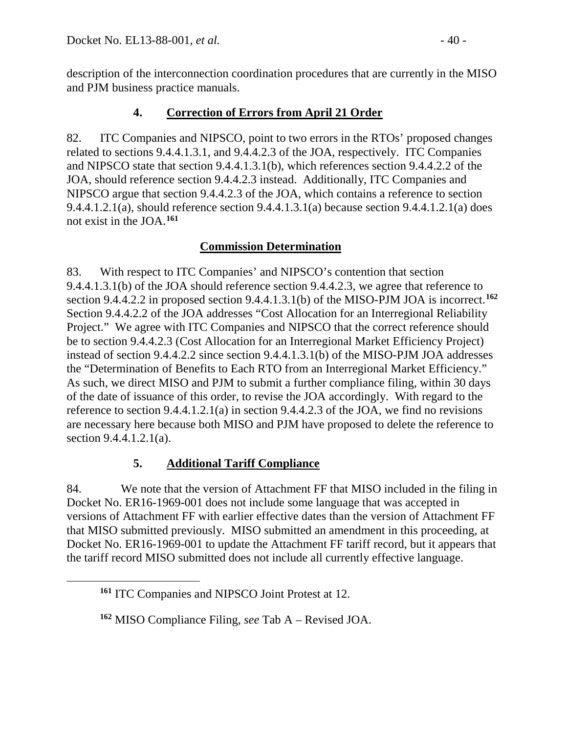description of the interconnection coordination procedures that are currently in the MISO and PJM business practice manuals.

### 4. Correction of Errors from April 21 Order

82. ITC Companies and NIPSCO, point to two errors in the RTOs' proposed changes related to sections 9.4.4.1.3.1, and 9.4.4.2.3 of the JOA, respectively. ITC Companies and NIPSCO state that section 9.4.4.1.3.1(b), which references section 9.4.4.2.2 of the JOA, should reference section 9.4.4.2.3 instead. Additionally, ITC Companies and NIPSCO argue that section 9.4.4.2.3 of the JOA, which contains a reference to section 9.4.4.1.2.1(a), should reference section 9.4.4.1.3.1(a) because section 9.4.4.1.2.1(a) does not exist in the JOA.[161]

#### Commission Determination

83. With respect to ITC Companies' and NIPSCO's contention that section 9.4.4.1.3.1(b) of the JOA should reference section 9.4.4.2.3, we agree that reference to section 9.4.4.2.2 in proposed section 9.4.4.1.3.1(b) of the MISO-PJM JOA is incorrect.[162] Section 9.4.4.2.2 of the JOA addresses "Cost Allocation for an Interregional Reliability Project." We agree with ITC Companies and NIPSCO that the correct reference should be to section 9.4.4.2.3 (Cost Allocation for an Interregional Market Efficiency Project) instead of section 9.4.4.2.2 since section 9.4.4.1.3.1(b) of the MISO-PJM JOA addresses the "Determination of Benefits to Each RTO from an Interregional Market Efficiency." As such, we direct MISO and PJM to submit a further compliance filing, within 30 days of the date of issuance of this order, to revise the JOA accordingly. With regard to the reference to section 9.4.4.1.2.1(a) in section 9.4.4.2.3 of the JOA, we find no revisions are necessary here because both MISO and PJM have proposed to delete the reference to section 9.4.4.1.2.1(a).

### 5. Additional Tariff Compliance

84. We note that the version of Attachment FF that MISO included in the filing in Docket No. ER16-1969-001 does not include some language that was accepted in versions of Attachment FF with earlier effective dates than the version of Attachment FF that MISO submitted previously. MISO submitted an amendment in this proceeding, at Docket No. ER16-1969-001 to update the Attachment FF tariff record, but it appears that the tariff record MISO submitted does not include all currently effective language.

---

[161] ITC Companies and NIPSCO Joint Protest at 12.

[162] MISO Compliance Filing, *see* Tab A – Revised JOA.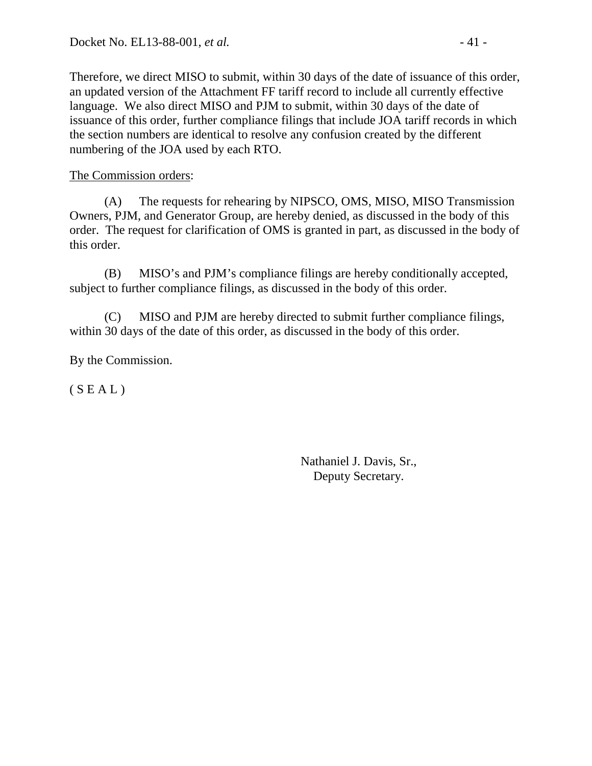Therefore, we direct MISO to submit, within 30 days of the date of issuance of this order, an updated version of the Attachment FF tariff record to include all currently effective language. We also direct MISO and PJM to submit, within 30 days of the date of issuance of this order, further compliance filings that include JOA tariff records in which the section numbers are identical to resolve any confusion created by the different numbering of the JOA used by each RTO.

The Commission orders:

(A) The requests for rehearing by NIPSCO, OMS, MISO, MISO Transmission Owners, PJM, and Generator Group, are hereby denied, as discussed in the body of this order. The request for clarification of OMS is granted in part, as discussed in the body of this order.

(B) MISO's and PJM's compliance filings are hereby conditionally accepted, subject to further compliance filings, as discussed in the body of this order.

(C) MISO and PJM are hereby directed to submit further compliance filings, within 30 days of the date of this order, as discussed in the body of this order.

By the Commission.

( S E A L )

Nathaniel J. Davis, Sr.,
Deputy Secretary.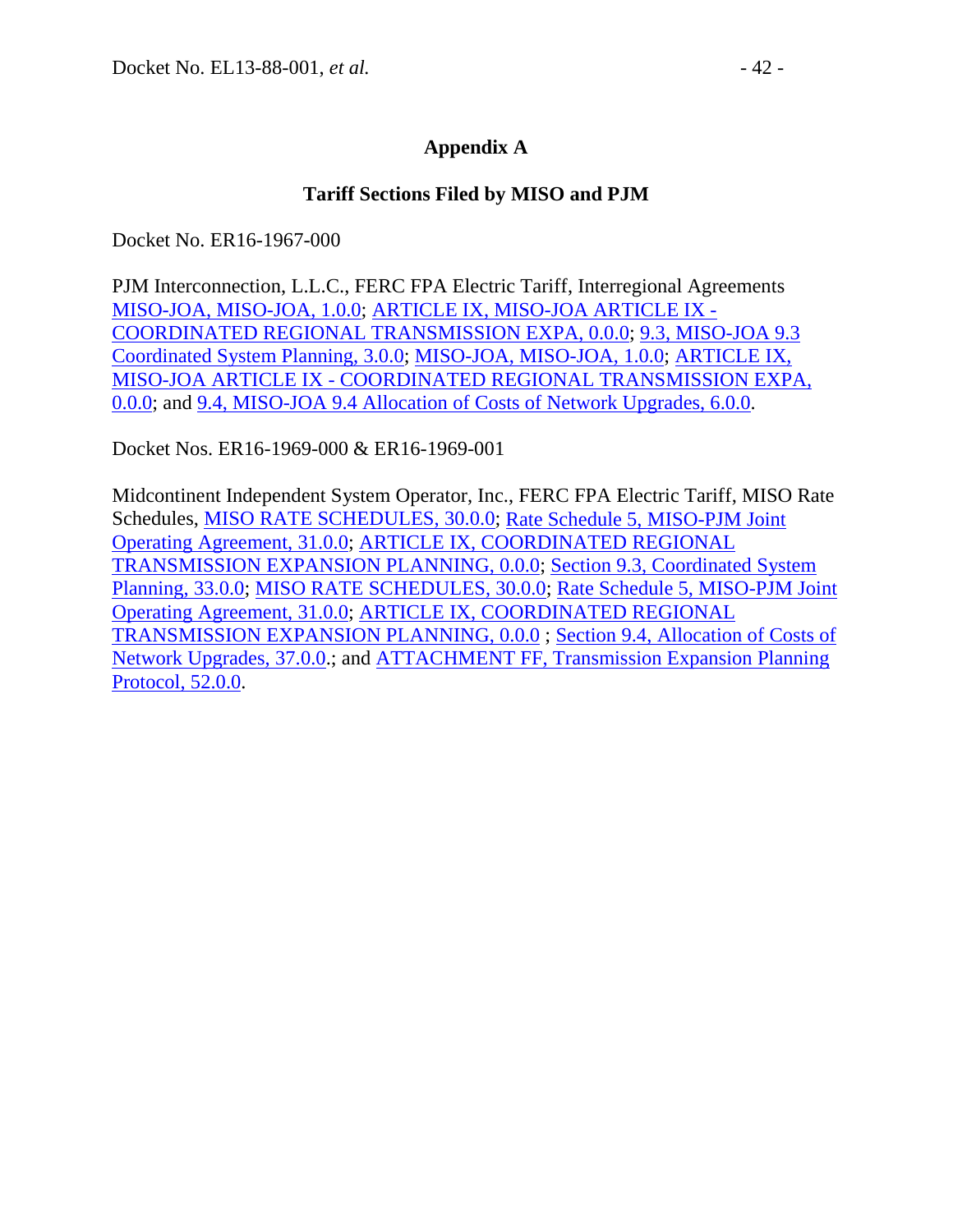## Appendix A

### Tariff Sections Filed by MISO and PJM

Docket No. ER16-1967-000

PJM Interconnection, L.L.C., FERC FPA Electric Tariff, Interregional Agreements MISO-JOA, MISO-JOA, 1.0.0; ARTICLE IX, MISO-JOA ARTICLE IX - COORDINATED REGIONAL TRANSMISSION EXPA, 0.0.0; 9.3, MISO-JOA 9.3 Coordinated System Planning, 3.0.0; MISO-JOA, MISO-JOA, 1.0.0; ARTICLE IX, MISO-JOA ARTICLE IX - COORDINATED REGIONAL TRANSMISSION EXPA, 0.0.0; and 9.4, MISO-JOA 9.4 Allocation of Costs of Network Upgrades, 6.0.0.

Docket Nos. ER16-1969-000 & ER16-1969-001

Midcontinent Independent System Operator, Inc., FERC FPA Electric Tariff, MISO Rate Schedules, MISO RATE SCHEDULES, 30.0.0; Rate Schedule 5, MISO-PJM Joint Operating Agreement, 31.0.0; ARTICLE IX, COORDINATED REGIONAL TRANSMISSION EXPANSION PLANNING, 0.0.0; Section 9.3, Coordinated System Planning, 33.0.0; MISO RATE SCHEDULES, 30.0.0; Rate Schedule 5, MISO-PJM Joint Operating Agreement, 31.0.0; ARTICLE IX, COORDINATED REGIONAL TRANSMISSION EXPANSION PLANNING, 0.0.0 ; Section 9.4, Allocation of Costs of Network Upgrades, 37.0.0.; and ATTACHMENT FF, Transmission Expansion Planning Protocol, 52.0.0.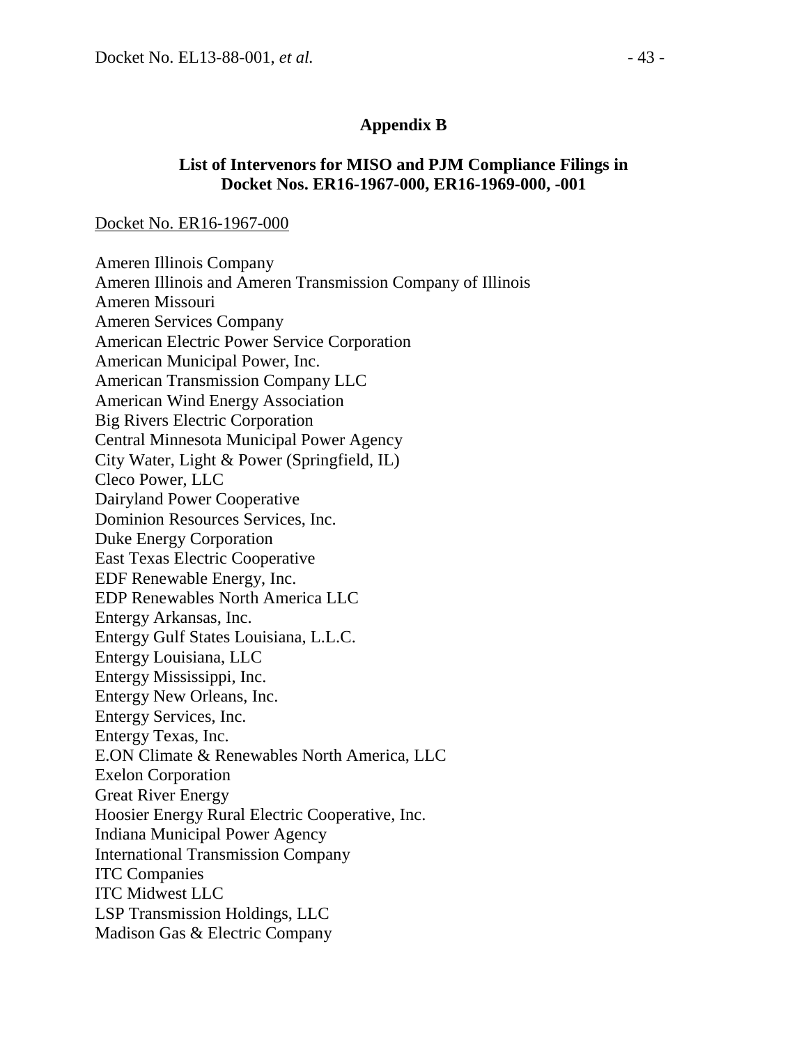## Appendix B

### List of Intervenors for MISO and PJM Compliance Filings in Docket Nos. ER16-1967-000, ER16-1969-000, -001

<u>Docket No. ER16-1967-000</u>

Ameren Illinois Company
Ameren Illinois and Ameren Transmission Company of Illinois
Ameren Missouri
Ameren Services Company
American Electric Power Service Corporation
American Municipal Power, Inc.
American Transmission Company LLC
American Wind Energy Association
Big Rivers Electric Corporation
Central Minnesota Municipal Power Agency
City Water, Light & Power (Springfield, IL)
Cleco Power, LLC
Dairyland Power Cooperative
Dominion Resources Services, Inc.
Duke Energy Corporation
East Texas Electric Cooperative
EDF Renewable Energy, Inc.
EDP Renewables North America LLC
Entergy Arkansas, Inc.
Entergy Gulf States Louisiana, L.L.C.
Entergy Louisiana, LLC
Entergy Mississippi, Inc.
Entergy New Orleans, Inc.
Entergy Services, Inc.
Entergy Texas, Inc.
E.ON Climate & Renewables North America, LLC
Exelon Corporation
Great River Energy
Hoosier Energy Rural Electric Cooperative, Inc.
Indiana Municipal Power Agency
International Transmission Company
ITC Companies
ITC Midwest LLC
LSP Transmission Holdings, LLC
Madison Gas & Electric Company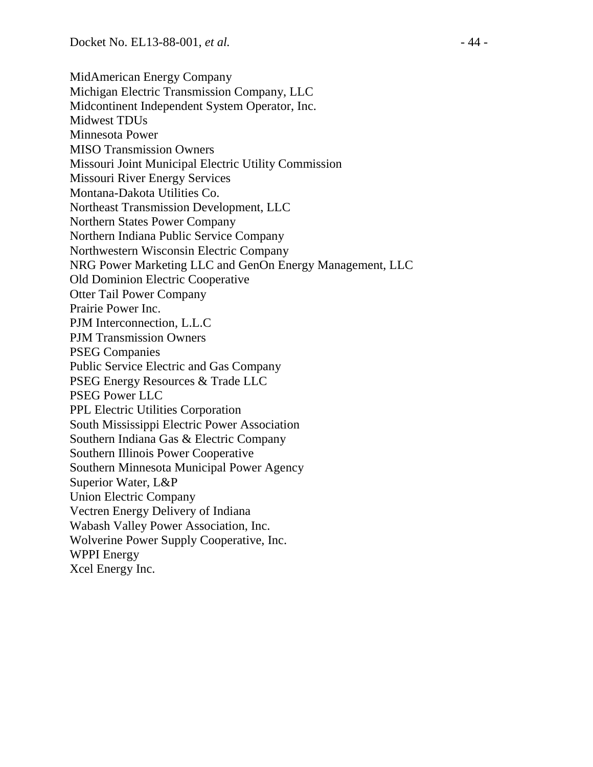MidAmerican Energy Company
Michigan Electric Transmission Company, LLC
Midcontinent Independent System Operator, Inc.
Midwest TDUs
Minnesota Power
MISO Transmission Owners
Missouri Joint Municipal Electric Utility Commission
Missouri River Energy Services
Montana-Dakota Utilities Co.
Northeast Transmission Development, LLC
Northern States Power Company
Northern Indiana Public Service Company
Northwestern Wisconsin Electric Company
NRG Power Marketing LLC and GenOn Energy Management, LLC
Old Dominion Electric Cooperative
Otter Tail Power Company
Prairie Power Inc.
PJM Interconnection, L.L.C
PJM Transmission Owners
PSEG Companies
Public Service Electric and Gas Company
PSEG Energy Resources & Trade LLC
PSEG Power LLC
PPL Electric Utilities Corporation
South Mississippi Electric Power Association
Southern Indiana Gas & Electric Company
Southern Illinois Power Cooperative
Southern Minnesota Municipal Power Agency
Superior Water, L&P
Union Electric Company
Vectren Energy Delivery of Indiana
Wabash Valley Power Association, Inc.
Wolverine Power Supply Cooperative, Inc.
WPPI Energy
Xcel Energy Inc.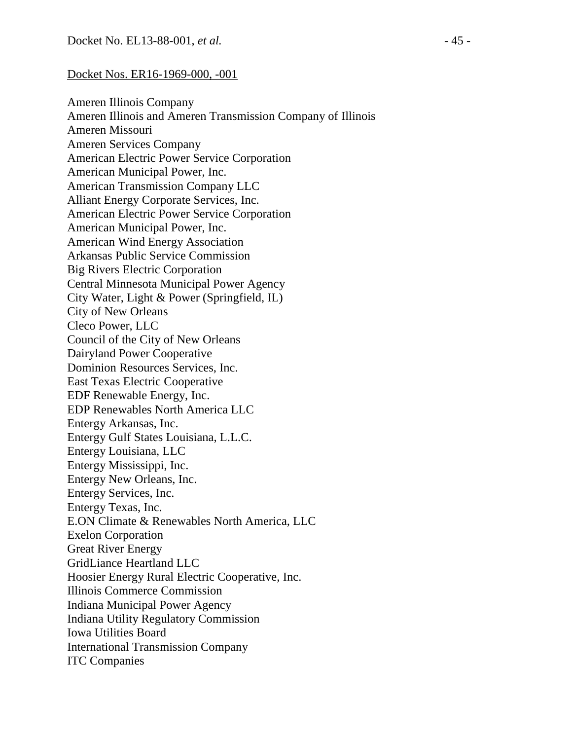Docket Nos. ER16-1969-000, -001

Ameren Illinois Company
Ameren Illinois and Ameren Transmission Company of Illinois
Ameren Missouri
Ameren Services Company
American Electric Power Service Corporation
American Municipal Power, Inc.
American Transmission Company LLC
Alliant Energy Corporate Services, Inc.
American Electric Power Service Corporation
American Municipal Power, Inc.
American Wind Energy Association
Arkansas Public Service Commission
Big Rivers Electric Corporation
Central Minnesota Municipal Power Agency
City Water, Light & Power (Springfield, IL)
City of New Orleans
Cleco Power, LLC
Council of the City of New Orleans
Dairyland Power Cooperative
Dominion Resources Services, Inc.
East Texas Electric Cooperative
EDF Renewable Energy, Inc.
EDP Renewables North America LLC
Entergy Arkansas, Inc.
Entergy Gulf States Louisiana, L.L.C.
Entergy Louisiana, LLC
Entergy Mississippi, Inc.
Entergy New Orleans, Inc.
Entergy Services, Inc.
Entergy Texas, Inc.
E.ON Climate & Renewables North America, LLC
Exelon Corporation
Great River Energy
GridLiance Heartland LLC
Hoosier Energy Rural Electric Cooperative, Inc.
Illinois Commerce Commission
Indiana Municipal Power Agency
Indiana Utility Regulatory Commission
Iowa Utilities Board
International Transmission Company
ITC Companies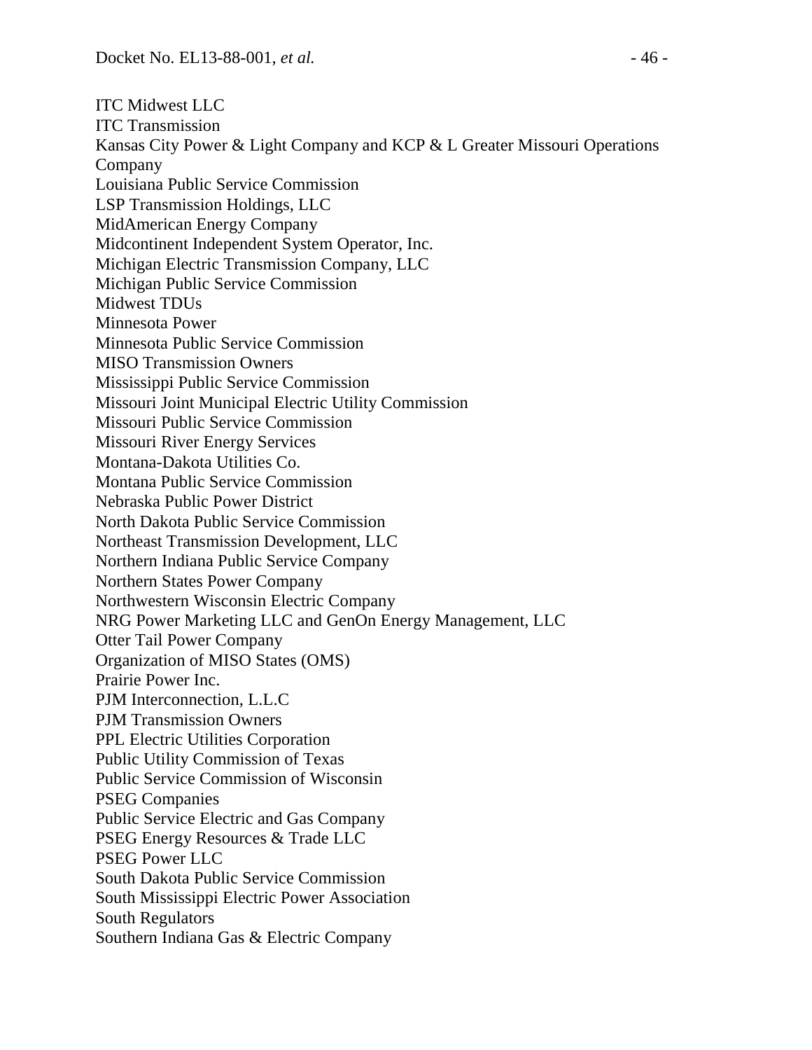ITC Midwest LLC
ITC Transmission
Kansas City Power & Light Company and KCP & L Greater Missouri Operations Company
Louisiana Public Service Commission
LSP Transmission Holdings, LLC
MidAmerican Energy Company
Midcontinent Independent System Operator, Inc.
Michigan Electric Transmission Company, LLC
Michigan Public Service Commission
Midwest TDUs
Minnesota Power
Minnesota Public Service Commission
MISO Transmission Owners
Mississippi Public Service Commission
Missouri Joint Municipal Electric Utility Commission
Missouri Public Service Commission
Missouri River Energy Services
Montana-Dakota Utilities Co.
Montana Public Service Commission
Nebraska Public Power District
North Dakota Public Service Commission
Northeast Transmission Development, LLC
Northern Indiana Public Service Company
Northern States Power Company
Northwestern Wisconsin Electric Company
NRG Power Marketing LLC and GenOn Energy Management, LLC
Otter Tail Power Company
Organization of MISO States (OMS)
Prairie Power Inc.
PJM Interconnection, L.L.C
PJM Transmission Owners
PPL Electric Utilities Corporation
Public Utility Commission of Texas
Public Service Commission of Wisconsin
PSEG Companies
Public Service Electric and Gas Company
PSEG Energy Resources & Trade LLC
PSEG Power LLC
South Dakota Public Service Commission
South Mississippi Electric Power Association
South Regulators
Southern Indiana Gas & Electric Company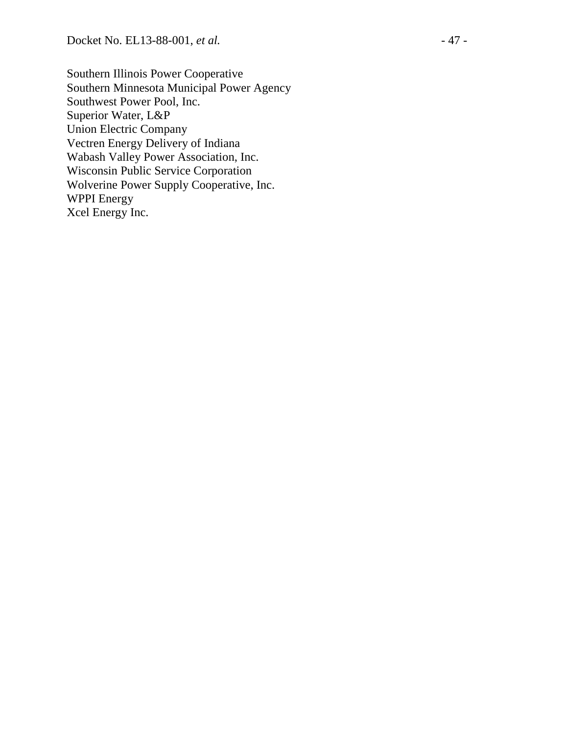Southern Illinois Power Cooperative
Southern Minnesota Municipal Power Agency
Southwest Power Pool, Inc.
Superior Water, L&P
Union Electric Company
Vectren Energy Delivery of Indiana
Wabash Valley Power Association, Inc.
Wisconsin Public Service Corporation
Wolverine Power Supply Cooperative, Inc.
WPPI Energy
Xcel Energy Inc.